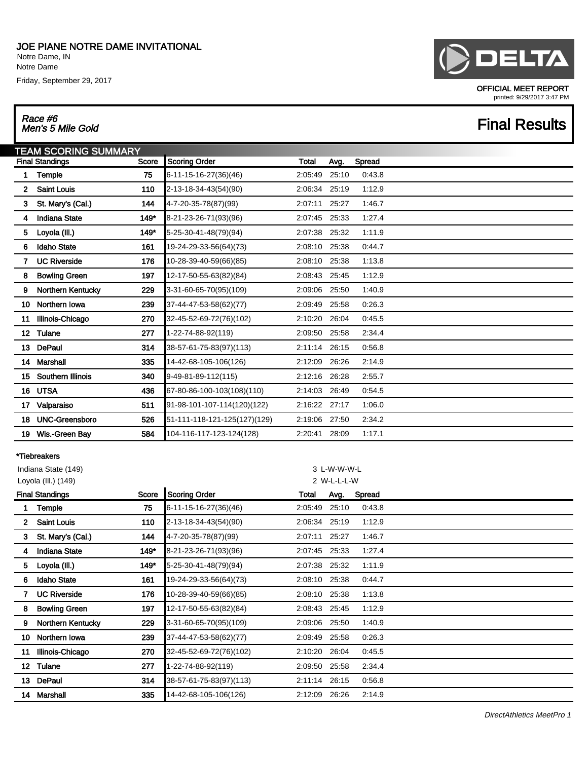# JOE PIANE NOTRE DAME INVITATIONAL

Notre Dame, IN
Notre Dame

Friday, September 29, 2017

DELTA

OFFICIAL MEET REPORT
printed: 9/29/2017 3:47 PM

*Race #6*
*Men's 5 Mile Gold*

## Final Results

### TEAM SCORING SUMMARY

| | Final Standings | Score | Scoring Order | Total | Avg. | Spread |
|---|---|---|---|---|---|---|
| 1 | Temple | 75 | 6-11-15-16-27(36)(46) | 2:05:49 | 25:10 | 0:43.8 |
| 2 | Saint Louis | 110 | 2-13-18-34-43(54)(90) | 2:06:34 | 25:19 | 1:12.9 |
| 3 | St. Mary's (Cal.) | 144 | 4-7-20-35-78(87)(99) | 2:07:11 | 25:27 | 1:46.7 |
| 4 | Indiana State | 149* | 8-21-23-26-71(93)(96) | 2:07:45 | 25:33 | 1:27.4 |
| 5 | Loyola (Ill.) | 149* | 5-25-30-41-48(79)(94) | 2:07:38 | 25:32 | 1:11.9 |
| 6 | Idaho State | 161 | 19-24-29-33-56(64)(73) | 2:08:10 | 25:38 | 0:44.7 |
| 7 | UC Riverside | 176 | 10-28-39-40-59(66)(85) | 2:08:10 | 25:38 | 1:13.8 |
| 8 | Bowling Green | 197 | 12-17-50-55-63(82)(84) | 2:08:43 | 25:45 | 1:12.9 |
| 9 | Northern Kentucky | 229 | 3-31-60-65-70(95)(109) | 2:09:06 | 25:50 | 1:40.9 |
| 10 | Northern Iowa | 239 | 37-44-47-53-58(62)(77) | 2:09:49 | 25:58 | 0:26.3 |
| 11 | Illinois-Chicago | 270 | 32-45-52-69-72(76)(102) | 2:10:20 | 26:04 | 0:45.5 |
| 12 | Tulane | 277 | 1-22-74-88-92(119) | 2:09:50 | 25:58 | 2:34.4 |
| 13 | DePaul | 314 | 38-57-61-75-83(97)(113) | 2:11:14 | 26:15 | 0:56.8 |
| 14 | Marshall | 335 | 14-42-68-105-106(126) | 2:12:09 | 26:26 | 2:14.9 |
| 15 | Southern Illinois | 340 | 9-49-81-89-112(115) | 2:12:16 | 26:28 | 2:55.7 |
| 16 | UTSA | 436 | 67-80-86-100-103(108)(110) | 2:14:03 | 26:49 | 0:54.5 |
| 17 | Valparaiso | 511 | 91-98-101-107-114(120)(122) | 2:16:22 | 27:17 | 1:06.0 |
| 18 | UNC-Greensboro | 526 | 51-111-118-121-125(127)(129) | 2:19:06 | 27:50 | 2:34.2 |
| 19 | Wis.-Green Bay | 584 | 104-116-117-123-124(128) | 2:20:41 | 28:09 | 1:17.1 |

**\*Tiebreakers**

| Team | Result |
|---|---|
| Indiana State (149) | 3 L-W-W-W-L |
| Loyola (Ill.) (149) | 2 W-L-L-L-W |

| | Final Standings | Score | Scoring Order | Total | Avg. | Spread |
|---|---|---|---|---|---|---|
| 1 | Temple | 75 | 6-11-15-16-27(36)(46) | 2:05:49 | 25:10 | 0:43.8 |
| 2 | Saint Louis | 110 | 2-13-18-34-43(54)(90) | 2:06:34 | 25:19 | 1:12.9 |
| 3 | St. Mary's (Cal.) | 144 | 4-7-20-35-78(87)(99) | 2:07:11 | 25:27 | 1:46.7 |
| 4 | Indiana State | 149* | 8-21-23-26-71(93)(96) | 2:07:45 | 25:33 | 1:27.4 |
| 5 | Loyola (Ill.) | 149* | 5-25-30-41-48(79)(94) | 2:07:38 | 25:32 | 1:11.9 |
| 6 | Idaho State | 161 | 19-24-29-33-56(64)(73) | 2:08:10 | 25:38 | 0:44.7 |
| 7 | UC Riverside | 176 | 10-28-39-40-59(66)(85) | 2:08:10 | 25:38 | 1:13.8 |
| 8 | Bowling Green | 197 | 12-17-50-55-63(82)(84) | 2:08:43 | 25:45 | 1:12.9 |
| 9 | Northern Kentucky | 229 | 3-31-60-65-70(95)(109) | 2:09:06 | 25:50 | 1:40.9 |
| 10 | Northern Iowa | 239 | 37-44-47-53-58(62)(77) | 2:09:49 | 25:58 | 0:26.3 |
| 11 | Illinois-Chicago | 270 | 32-45-52-69-72(76)(102) | 2:10:20 | 26:04 | 0:45.5 |
| 12 | Tulane | 277 | 1-22-74-88-92(119) | 2:09:50 | 25:58 | 2:34.4 |
| 13 | DePaul | 314 | 38-57-61-75-83(97)(113) | 2:11:14 | 26:15 | 0:56.8 |
| 14 | Marshall | 335 | 14-42-68-105-106(126) | 2:12:09 | 26:26 | 2:14.9 |

*DirectAthletics MeetPro 1*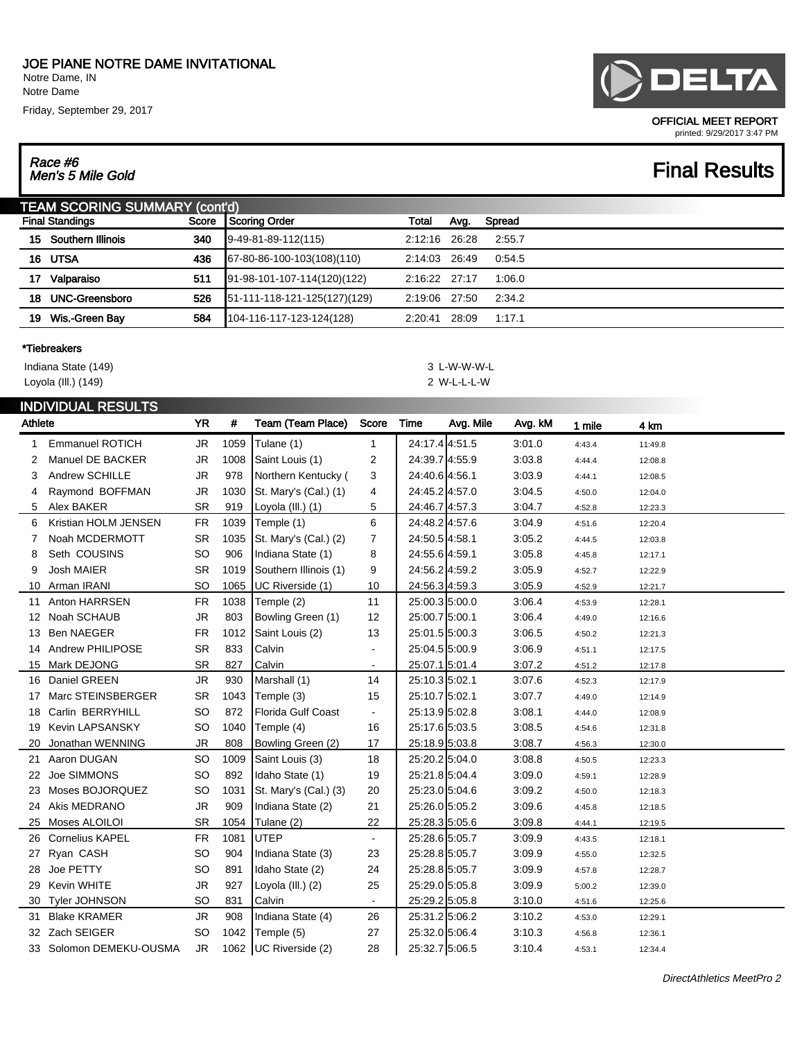# JOE PIANE NOTRE DAME INVITATIONAL

Notre Dame, IN
Notre Dame

Friday, September 29, 2017

OFFICIAL MEET REPORT
printed: 9/29/2017 3:47 PM

*Race #6*
*Men's 5 Mile Gold*

# Final Results

## TEAM SCORING SUMMARY (cont'd)

| Final Standings | Score | Scoring Order | Total | Avg. | Spread |
|---|---|---|---|---|---|
| 15 Southern Illinois | 340 | 9-49-81-89-112(115) | 2:12:16 | 26:28 | 2:55.7 |
| 16 UTSA | 436 | 67-80-86-100-103(108)(110) | 2:14:03 | 26:49 | 0:54.5 |
| 17 Valparaiso | 511 | 91-98-101-107-114(120)(122) | 2:16:22 | 27:17 | 1:06.0 |
| 18 UNC-Greensboro | 526 | 51-111-118-121-125(127)(129) | 2:19:06 | 27:50 | 2:34.2 |
| 19 Wis.-Green Bay | 584 | 104-116-117-123-124(128) | 2:20:41 | 28:09 | 1:17.1 |

**\*Tiebreakers**

Indiana State (149) 3 L-W-W-W-L
Loyola (Ill.) (149) 2 W-L-L-L-W

## INDIVIDUAL RESULTS

| | Athlete | YR | # | Team (Team Place) | Score | Time | Avg. Mile | Avg. kM | 1 mile | 4 km |
|---|---|---|---|---|---|---|---|---|---|---|
| 1 | Emmanuel ROTICH | JR | 1059 | Tulane (1) | 1 | 24:17.4 | 4:51.5 | 3:01.0 | 4:43.4 | 11:49.8 |
| 2 | Manuel DE BACKER | JR | 1008 | Saint Louis (1) | 2 | 24:39.7 | 4:55.9 | 3:03.8 | 4:44.4 | 12:08.8 |
| 3 | Andrew SCHILLE | JR | 978 | Northern Kentucky ( | 3 | 24:40.6 | 4:56.1 | 3:03.9 | 4:44.1 | 12:08.5 |
| 4 | Raymond BOFFMAN | JR | 1030 | St. Mary's (Cal.) (1) | 4 | 24:45.2 | 4:57.0 | 3:04.5 | 4:50.0 | 12:04.0 |
| 5 | Alex BAKER | SR | 919 | Loyola (Ill.) (1) | 5 | 24:46.7 | 4:57.3 | 3:04.7 | 4:52.8 | 12:23.3 |
| 6 | Kristian HOLM JENSEN | FR | 1039 | Temple (1) | 6 | 24:48.2 | 4:57.6 | 3:04.9 | 4:51.6 | 12:20.4 |
| 7 | Noah MCDERMOTT | SR | 1035 | St. Mary's (Cal.) (2) | 7 | 24:50.5 | 4:58.1 | 3:05.2 | 4:44.5 | 12:03.8 |
| 8 | Seth COUSINS | SO | 906 | Indiana State (1) | 8 | 24:55.6 | 4:59.1 | 3:05.8 | 4:45.8 | 12:17.1 |
| 9 | Josh MAIER | SR | 1019 | Southern Illinois (1) | 9 | 24:56.2 | 4:59.2 | 3:05.9 | 4:52.7 | 12:22.9 |
| 10 | Arman IRANI | SO | 1065 | UC Riverside (1) | 10 | 24:56.3 | 4:59.3 | 3:05.9 | 4:52.9 | 12:21.7 |
| 11 | Anton HARRSEN | FR | 1038 | Temple (2) | 11 | 25:00.3 | 5:00.0 | 3:06.4 | 4:53.9 | 12:28.1 |
| 12 | Noah SCHAUB | JR | 803 | Bowling Green (1) | 12 | 25:00.7 | 5:00.1 | 3:06.4 | 4:49.0 | 12:16.6 |
| 13 | Ben NAEGER | FR | 1012 | Saint Louis (2) | 13 | 25:01.5 | 5:00.3 | 3:06.5 | 4:50.2 | 12:21.3 |
| 14 | Andrew PHILIPOSE | SR | 833 | Calvin | - | 25:04.5 | 5:00.9 | 3:06.9 | 4:51.1 | 12:17.5 |
| 15 | Mark DEJONG | SR | 827 | Calvin | - | 25:07.1 | 5:01.4 | 3:07.2 | 4:51.2 | 12:17.8 |
| 16 | Daniel GREEN | JR | 930 | Marshall (1) | 14 | 25:10.3 | 5:02.1 | 3:07.6 | 4:52.3 | 12:17.9 |
| 17 | Marc STEINSBERGER | SR | 1043 | Temple (3) | 15 | 25:10.7 | 5:02.1 | 3:07.7 | 4:49.0 | 12:14.9 |
| 18 | Carlin BERRYHILL | SO | 872 | Florida Gulf Coast | - | 25:13.9 | 5:02.8 | 3:08.1 | 4:44.0 | 12:08.9 |
| 19 | Kevin LAPSANSKY | SO | 1040 | Temple (4) | 16 | 25:17.6 | 5:03.5 | 3:08.5 | 4:54.6 | 12:31.8 |
| 20 | Jonathan WENNING | JR | 808 | Bowling Green (2) | 17 | 25:18.9 | 5:03.8 | 3:08.7 | 4:56.3 | 12:30.0 |
| 21 | Aaron DUGAN | SO | 1009 | Saint Louis (3) | 18 | 25:20.2 | 5:04.0 | 3:08.8 | 4:50.5 | 12:23.3 |
| 22 | Joe SIMMONS | SO | 892 | Idaho State (1) | 19 | 25:21.8 | 5:04.4 | 3:09.0 | 4:59.1 | 12:28.9 |
| 23 | Moses BOJORQUEZ | SO | 1031 | St. Mary's (Cal.) (3) | 20 | 25:23.0 | 5:04.6 | 3:09.2 | 4:50.0 | 12:18.3 |
| 24 | Akis MEDRANO | JR | 909 | Indiana State (2) | 21 | 25:26.0 | 5:05.2 | 3:09.6 | 4:45.8 | 12:18.5 |
| 25 | Moses ALOILOI | SR | 1054 | Tulane (2) | 22 | 25:28.3 | 5:05.6 | 3:09.8 | 4:44.1 | 12:19.5 |
| 26 | Cornelius KAPEL | FR | 1081 | UTEP | - | 25:28.6 | 5:05.7 | 3:09.9 | 4:43.5 | 12:18.1 |
| 27 | Ryan CASH | SO | 904 | Indiana State (3) | 23 | 25:28.8 | 5:05.7 | 3:09.9 | 4:55.0 | 12:32.5 |
| 28 | Joe PETTY | SO | 891 | Idaho State (2) | 24 | 25:28.8 | 5:05.7 | 3:09.9 | 4:57.8 | 12:28.7 |
| 29 | Kevin WHITE | JR | 927 | Loyola (Ill.) (2) | 25 | 25:29.0 | 5:05.8 | 3:09.9 | 5:00.2 | 12:39.0 |
| 30 | Tyler JOHNSON | SO | 831 | Calvin | - | 25:29.2 | 5:05.8 | 3:10.0 | 4:51.6 | 12:25.6 |
| 31 | Blake KRAMER | JR | 908 | Indiana State (4) | 26 | 25:31.2 | 5:06.2 | 3:10.2 | 4:53.0 | 12:29.1 |
| 32 | Zach SEIGER | SO | 1042 | Temple (5) | 27 | 25:32.0 | 5:06.4 | 3:10.3 | 4:56.8 | 12:36.1 |
| 33 | Solomon DEMEKU-OUSMA | JR | 1062 | UC Riverside (2) | 28 | 25:32.7 | 5:06.5 | 3:10.4 | 4:53.1 | 12:34.4 |

*DirectAthletics MeetPro 2*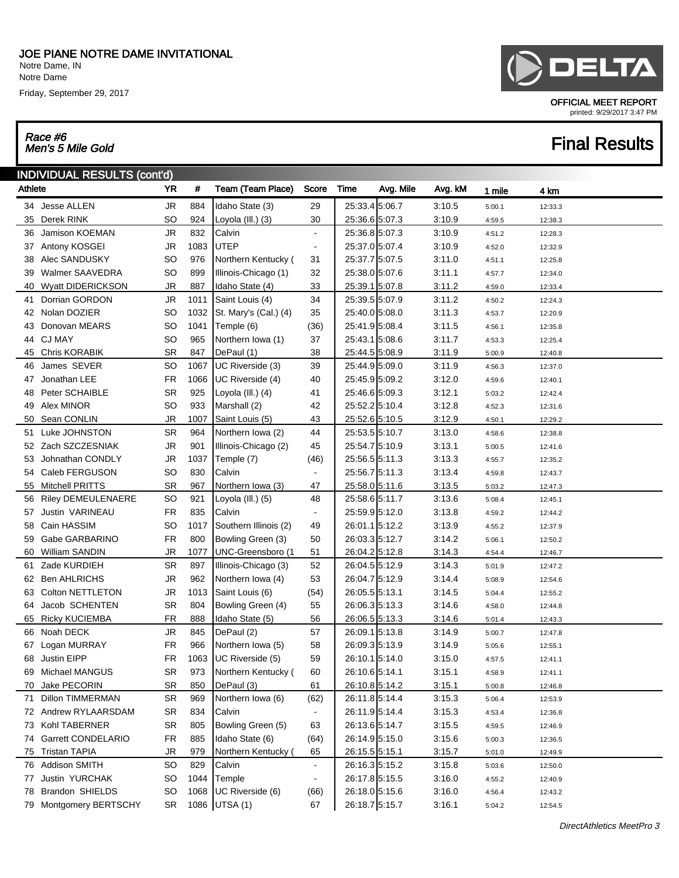# JOE PIANE NOTRE DAME INVITATIONAL

Notre Dame, IN
Notre Dame
Friday, September 29, 2017

DELTA

OFFICIAL MEET REPORT
printed: 9/29/2017 3:47 PM

*Race #6*
*Men's 5 Mile Gold*

## Final Results

### INDIVIDUAL RESULTS (cont'd)

| Athlete | | YR | # | Team (Team Place) | Score | Time | Avg. Mile | Avg. kM | 1 mile | 4 km |
|---|---|---|---|---|---|---|---|---|---|---|
| 34 | Jesse ALLEN | JR | 884 | Idaho State (3) | 29 | 25:33.4 | 5:06.7 | 3:10.5 | 5:00.1 | 12:33.3 |
| 35 | Derek RINK | SO | 924 | Loyola (Ill.) (3) | 30 | 25:36.6 | 5:07.3 | 3:10.9 | 4:59.5 | 12:38.3 |
| 36 | Jamison KOEMAN | JR | 832 | Calvin | - | 25:36.8 | 5:07.3 | 3:10.9 | 4:51.2 | 12:28.3 |
| 37 | Antony KOSGEI | JR | 1083 | UTEP | - | 25:37.0 | 5:07.4 | 3:10.9 | 4:52.0 | 12:32.9 |
| 38 | Alec SANDUSKY | SO | 976 | Northern Kentucky ( | 31 | 25:37.7 | 5:07.5 | 3:11.0 | 4:51.1 | 12:25.8 |
| 39 | Walmer SAAVEDRA | SO | 899 | Illinois-Chicago (1) | 32 | 25:38.0 | 5:07.6 | 3:11.1 | 4:57.7 | 12:34.0 |
| 40 | Wyatt DIDERICKSON | JR | 887 | Idaho State (4) | 33 | 25:39.1 | 5:07.8 | 3:11.2 | 4:59.0 | 12:33.4 |
| 41 | Dorrian GORDON | JR | 1011 | Saint Louis (4) | 34 | 25:39.5 | 5:07.9 | 3:11.2 | 4:50.2 | 12:24.3 |
| 42 | Nolan DOZIER | SO | 1032 | St. Mary's (Cal.) (4) | 35 | 25:40.0 | 5:08.0 | 3:11.3 | 4:53.7 | 12:20.9 |
| 43 | Donovan MEARS | SO | 1041 | Temple (6) | (36) | 25:41.9 | 5:08.4 | 3:11.5 | 4:56.1 | 12:35.8 |
| 44 | CJ MAY | SO | 965 | Northern Iowa (1) | 37 | 25:43.1 | 5:08.6 | 3:11.7 | 4:53.3 | 12:25.4 |
| 45 | Chris KORABIK | SR | 847 | DePaul (1) | 38 | 25:44.5 | 5:08.9 | 3:11.9 | 5:00.9 | 12:40.8 |
| 46 | James SEVER | SO | 1067 | UC Riverside (3) | 39 | 25:44.9 | 5:09.0 | 3:11.9 | 4:56.3 | 12:37.0 |
| 47 | Jonathan LEE | FR | 1066 | UC Riverside (4) | 40 | 25:45.9 | 5:09.2 | 3:12.0 | 4:59.6 | 12:40.1 |
| 48 | Peter SCHAIBLE | SR | 925 | Loyola (Ill.) (4) | 41 | 25:46.6 | 5:09.3 | 3:12.1 | 5:03.2 | 12:42.4 |
| 49 | Alex MINOR | SO | 933 | Marshall (2) | 42 | 25:52.2 | 5:10.4 | 3:12.8 | 4:52.3 | 12:31.6 |
| 50 | Sean CONLIN | JR | 1007 | Saint Louis (5) | 43 | 25:52.6 | 5:10.5 | 3:12.9 | 4:50.1 | 12:29.2 |
| 51 | Luke JOHNSTON | SR | 964 | Northern Iowa (2) | 44 | 25:53.5 | 5:10.7 | 3:13.0 | 4:58.6 | 12:38.8 |
| 52 | Zach SZCZESNIAK | JR | 901 | Illinois-Chicago (2) | 45 | 25:54.7 | 5:10.9 | 3:13.1 | 5:00.5 | 12:41.6 |
| 53 | Johnathan CONDLY | JR | 1037 | Temple (7) | (46) | 25:56.5 | 5:11.3 | 3:13.3 | 4:55.7 | 12:35.2 |
| 54 | Caleb FERGUSON | SO | 830 | Calvin | - | 25:56.7 | 5:11.3 | 3:13.4 | 4:59.8 | 12:43.7 |
| 55 | Mitchell PRITTS | SR | 967 | Northern Iowa (3) | 47 | 25:58.0 | 5:11.6 | 3:13.5 | 5:03.2 | 12:47.3 |
| 56 | Riley DEMEULENAERE | SO | 921 | Loyola (Ill.) (5) | 48 | 25:58.6 | 5:11.7 | 3:13.6 | 5:08.4 | 12:45.1 |
| 57 | Justin VARINEAU | FR | 835 | Calvin | - | 25:59.9 | 5:12.0 | 3:13.8 | 4:59.2 | 12:44.2 |
| 58 | Cain HASSIM | SO | 1017 | Southern Illinois (2) | 49 | 26:01.1 | 5:12.2 | 3:13.9 | 4:55.2 | 12:37.9 |
| 59 | Gabe GARBARINO | FR | 800 | Bowling Green (3) | 50 | 26:03.3 | 5:12.7 | 3:14.2 | 5:06.1 | 12:50.2 |
| 60 | William SANDIN | JR | 1077 | UNC-Greensboro (1 | 51 | 26:04.2 | 5:12.8 | 3:14.3 | 4:54.4 | 12:46.7 |
| 61 | Zade KURDIEH | SR | 897 | Illinois-Chicago (3) | 52 | 26:04.5 | 5:12.9 | 3:14.3 | 5:01.9 | 12:47.2 |
| 62 | Ben AHLRICHS | JR | 962 | Northern Iowa (4) | 53 | 26:04.7 | 5:12.9 | 3:14.4 | 5:08.9 | 12:54.6 |
| 63 | Colton NETTLETON | JR | 1013 | Saint Louis (6) | (54) | 26:05.5 | 5:13.1 | 3:14.5 | 5:04.4 | 12:55.2 |
| 64 | Jacob SCHENTEN | SR | 804 | Bowling Green (4) | 55 | 26:06.3 | 5:13.3 | 3:14.6 | 4:58.0 | 12:44.8 |
| 65 | Ricky KUCIEMBA | FR | 888 | Idaho State (5) | 56 | 26:06.5 | 5:13.3 | 3:14.6 | 5:01.4 | 12:43.3 |
| 66 | Noah DECK | JR | 845 | DePaul (2) | 57 | 26:09.1 | 5:13.8 | 3:14.9 | 5:00.7 | 12:47.8 |
| 67 | Logan MURRAY | FR | 966 | Northern Iowa (5) | 58 | 26:09.3 | 5:13.9 | 3:14.9 | 5:05.6 | 12:55.1 |
| 68 | Justin EIPP | FR | 1063 | UC Riverside (5) | 59 | 26:10.1 | 5:14.0 | 3:15.0 | 4:57.5 | 12:41.1 |
| 69 | Michael MANGUS | SR | 973 | Northern Kentucky ( | 60 | 26:10.6 | 5:14.1 | 3:15.1 | 4:58.9 | 12:41.1 |
| 70 | Jake PECORIN | SR | 850 | DePaul (3) | 61 | 26:10.8 | 5:14.2 | 3:15.1 | 5:00.8 | 12:46.8 |
| 71 | Dillon TIMMERMAN | SR | 969 | Northern Iowa (6) | (62) | 26:11.8 | 5:14.4 | 3:15.3 | 5:06.4 | 12:53.9 |
| 72 | Andrew RYLAARSDAM | SR | 834 | Calvin | - | 26:11.9 | 5:14.4 | 3:15.3 | 4:53.4 | 12:36.8 |
| 73 | Kohl TABERNER | SR | 805 | Bowling Green (5) | 63 | 26:13.6 | 5:14.7 | 3:15.5 | 4:59.5 | 12:46.9 |
| 74 | Garrett CONDELARIO | FR | 885 | Idaho State (6) | (64) | 26:14.9 | 5:15.0 | 3:15.6 | 5:00.3 | 12:36.5 |
| 75 | Tristan TAPIA | JR | 979 | Northern Kentucky ( | 65 | 26:15.5 | 5:15.1 | 3:15.7 | 5:01.0 | 12:49.9 |
| 76 | Addison SMITH | SO | 829 | Calvin | - | 26:16.3 | 5:15.2 | 3:15.8 | 5:03.6 | 12:50.0 |
| 77 | Justin YURCHAK | SO | 1044 | Temple | - | 26:17.8 | 5:15.5 | 3:16.0 | 4:55.2 | 12:40.9 |
| 78 | Brandon SHIELDS | SO | 1068 | UC Riverside (6) | (66) | 26:18.0 | 5:15.6 | 3:16.0 | 4:56.4 | 12:43.2 |
| 79 | Montgomery BERTSCHY | SR | 1086 | UTSA (1) | 67 | 26:18.7 | 5:15.7 | 3:16.1 | 5:04.2 | 12:54.5 |

*DirectAthletics MeetPro 3*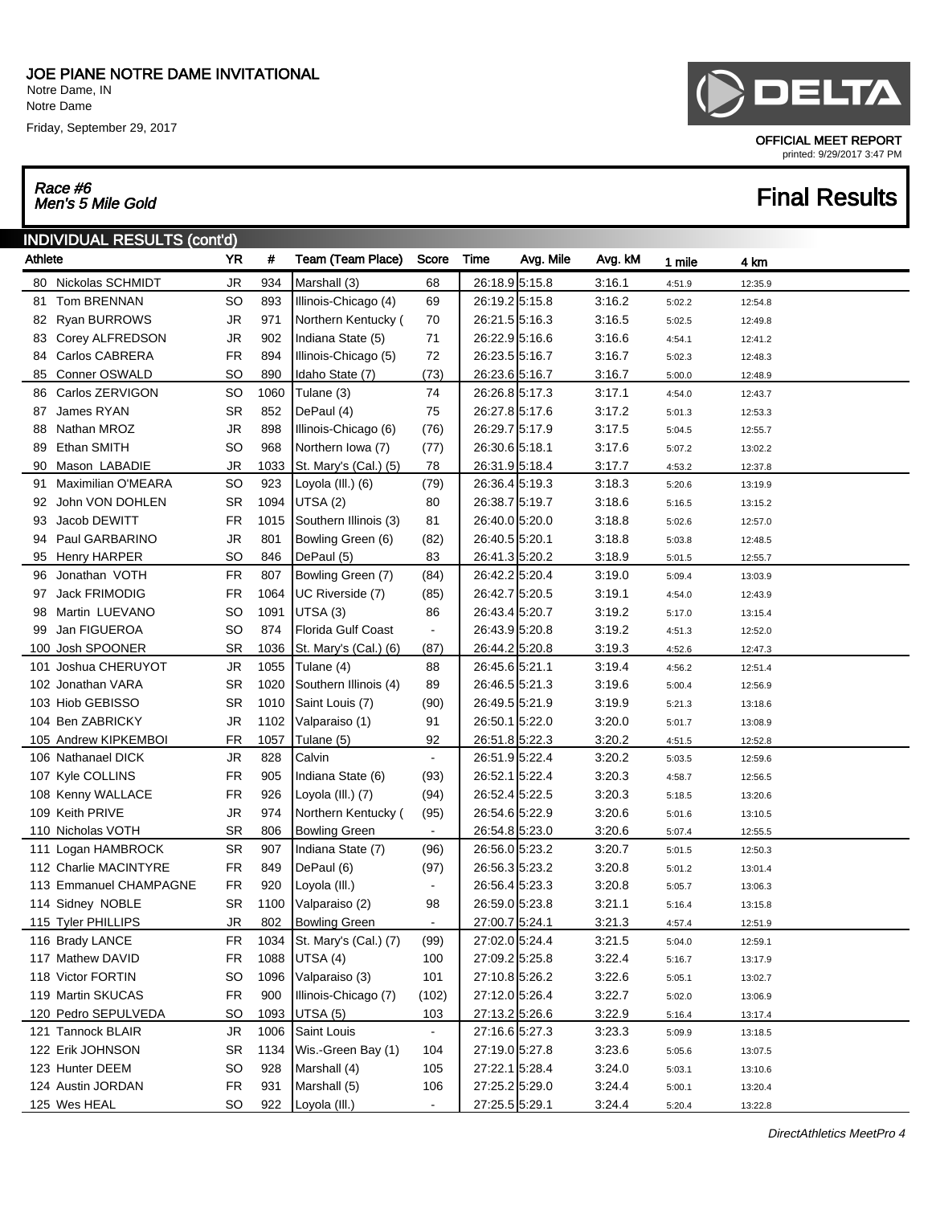# JOE PIANE NOTRE DAME INVITATIONAL

Notre Dame, IN
Notre Dame
Friday, September 29, 2017

DELTA

OFFICIAL MEET REPORT
printed: 9/29/2017 3:47 PM

*Race #6*
*Men's 5 Mile Gold*

## Final Results

### INDIVIDUAL RESULTS (cont'd)

| Athlete | YR | # | Team (Team Place) | Score | Time | Avg. Mile | Avg. kM | 1 mile | 4 km |
|---|---|---|---|---|---|---|---|---|---|
| 80 Nickolas SCHMIDT | JR | 934 | Marshall (3) | 68 | 26:18.9 | 5:15.8 | 3:16.1 | 4:51.9 | 12:35.9 |
| 81 Tom BRENNAN | SO | 893 | Illinois-Chicago (4) | 69 | 26:19.2 | 5:15.8 | 3:16.2 | 5:02.2 | 12:54.8 |
| 82 Ryan BURROWS | JR | 971 | Northern Kentucky ( | 70 | 26:21.5 | 5:16.3 | 3:16.5 | 5:02.5 | 12:49.8 |
| 83 Corey ALFREDSON | JR | 902 | Indiana State (5) | 71 | 26:22.9 | 5:16.6 | 3:16.6 | 4:54.1 | 12:41.2 |
| 84 Carlos CABRERA | FR | 894 | Illinois-Chicago (5) | 72 | 26:23.5 | 5:16.7 | 3:16.7 | 5:02.3 | 12:48.3 |
| 85 Conner OSWALD | SO | 890 | Idaho State (7) | (73) | 26:23.6 | 5:16.7 | 3:16.7 | 5:00.0 | 12:48.9 |
| 86 Carlos ZERVIGON | SO | 1060 | Tulane (3) | 74 | 26:26.8 | 5:17.3 | 3:17.1 | 4:54.0 | 12:43.7 |
| 87 James RYAN | SR | 852 | DePaul (4) | 75 | 26:27.8 | 5:17.6 | 3:17.2 | 5:01.3 | 12:53.3 |
| 88 Nathan MROZ | JR | 898 | Illinois-Chicago (6) | (76) | 26:29.7 | 5:17.9 | 3:17.5 | 5:04.5 | 12:55.7 |
| 89 Ethan SMITH | SO | 968 | Northern Iowa (7) | (77) | 26:30.6 | 5:18.1 | 3:17.6 | 5:07.2 | 13:02.2 |
| 90 Mason LABADIE | JR | 1033 | St. Mary's (Cal.) (5) | 78 | 26:31.9 | 5:18.4 | 3:17.7 | 4:53.2 | 12:37.8 |
| 91 Maximilian O'MEARA | SO | 923 | Loyola (Ill.) (6) | (79) | 26:36.4 | 5:19.3 | 3:18.3 | 5:20.6 | 13:19.9 |
| 92 John VON DOHLEN | SR | 1094 | UTSA (2) | 80 | 26:38.7 | 5:19.7 | 3:18.6 | 5:16.5 | 13:15.2 |
| 93 Jacob DEWITT | FR | 1015 | Southern Illinois (3) | 81 | 26:40.0 | 5:20.0 | 3:18.8 | 5:02.6 | 12:57.0 |
| 94 Paul GARBARINO | JR | 801 | Bowling Green (6) | (82) | 26:40.5 | 5:20.1 | 3:18.8 | 5:03.8 | 12:48.5 |
| 95 Henry HARPER | SO | 846 | DePaul (5) | 83 | 26:41.3 | 5:20.2 | 3:18.9 | 5:01.5 | 12:55.7 |
| 96 Jonathan VOTH | FR | 807 | Bowling Green (7) | (84) | 26:42.2 | 5:20.4 | 3:19.0 | 5:09.4 | 13:03.9 |
| 97 Jack FRIMODIG | FR | 1064 | UC Riverside (7) | (85) | 26:42.7 | 5:20.5 | 3:19.1 | 4:54.0 | 12:43.9 |
| 98 Martin LUEVANO | SO | 1091 | UTSA (3) | 86 | 26:43.4 | 5:20.7 | 3:19.2 | 5:17.0 | 13:15.4 |
| 99 Jan FIGUEROA | SO | 874 | Florida Gulf Coast | - | 26:43.9 | 5:20.8 | 3:19.2 | 4:51.3 | 12:52.0 |
| 100 Josh SPOONER | SR | 1036 | St. Mary's (Cal.) (6) | (87) | 26:44.2 | 5:20.8 | 3:19.3 | 4:52.6 | 12:47.3 |
| 101 Joshua CHERUYOT | JR | 1055 | Tulane (4) | 88 | 26:45.6 | 5:21.1 | 3:19.4 | 4:56.2 | 12:51.4 |
| 102 Jonathan VARA | SR | 1020 | Southern Illinois (4) | 89 | 26:46.5 | 5:21.3 | 3:19.6 | 5:00.4 | 12:56.9 |
| 103 Hiob GEBISSO | SR | 1010 | Saint Louis (7) | (90) | 26:49.5 | 5:21.9 | 3:19.9 | 5:21.3 | 13:18.6 |
| 104 Ben ZABRICKY | JR | 1102 | Valparaiso (1) | 91 | 26:50.1 | 5:22.0 | 3:20.0 | 5:01.7 | 13:08.9 |
| 105 Andrew KIPKEMBOI | FR | 1057 | Tulane (5) | 92 | 26:51.8 | 5:22.3 | 3:20.2 | 4:51.5 | 12:52.8 |
| 106 Nathanael DICK | JR | 828 | Calvin | - | 26:51.9 | 5:22.4 | 3:20.2 | 5:03.5 | 12:59.6 |
| 107 Kyle COLLINS | FR | 905 | Indiana State (6) | (93) | 26:52.1 | 5:22.4 | 3:20.3 | 4:58.7 | 12:56.5 |
| 108 Kenny WALLACE | FR | 926 | Loyola (Ill.) (7) | (94) | 26:52.4 | 5:22.5 | 3:20.3 | 5:18.5 | 13:20.6 |
| 109 Keith PRIVE | JR | 974 | Northern Kentucky ( | (95) | 26:54.6 | 5:22.9 | 3:20.6 | 5:01.6 | 13:10.5 |
| 110 Nicholas VOTH | SR | 806 | Bowling Green | - | 26:54.8 | 5:23.0 | 3:20.6 | 5:07.4 | 12:55.5 |
| 111 Logan HAMBROCK | SR | 907 | Indiana State (7) | (96) | 26:56.0 | 5:23.2 | 3:20.7 | 5:01.5 | 12:50.3 |
| 112 Charlie MACINTYRE | FR | 849 | DePaul (6) | (97) | 26:56.3 | 5:23.2 | 3:20.8 | 5:01.2 | 13:01.4 |
| 113 Emmanuel CHAMPAGNE | FR | 920 | Loyola (Ill.) | - | 26:56.4 | 5:23.3 | 3:20.8 | 5:05.7 | 13:06.3 |
| 114 Sidney NOBLE | SR | 1100 | Valparaiso (2) | 98 | 26:59.0 | 5:23.8 | 3:21.1 | 5:16.4 | 13:15.8 |
| 115 Tyler PHILLIPS | JR | 802 | Bowling Green | - | 27:00.7 | 5:24.1 | 3:21.3 | 4:57.4 | 12:51.9 |
| 116 Brady LANCE | FR | 1034 | St. Mary's (Cal.) (7) | (99) | 27:02.0 | 5:24.4 | 3:21.5 | 5:04.0 | 12:59.1 |
| 117 Mathew DAVID | FR | 1088 | UTSA (4) | 100 | 27:09.2 | 5:25.8 | 3:22.4 | 5:16.7 | 13:17.9 |
| 118 Victor FORTIN | SO | 1096 | Valparaiso (3) | 101 | 27:10.8 | 5:26.2 | 3:22.6 | 5:05.1 | 13:02.7 |
| 119 Martin SKUCAS | FR | 900 | Illinois-Chicago (7) | (102) | 27:12.0 | 5:26.4 | 3:22.7 | 5:02.0 | 13:06.9 |
| 120 Pedro SEPULVEDA | SO | 1093 | UTSA (5) | 103 | 27:13.2 | 5:26.6 | 3:22.9 | 5:16.4 | 13:17.4 |
| 121 Tannock BLAIR | JR | 1006 | Saint Louis | - | 27:16.6 | 5:27.3 | 3:23.3 | 5:09.9 | 13:18.5 |
| 122 Erik JOHNSON | SR | 1134 | Wis.-Green Bay (1) | 104 | 27:19.0 | 5:27.8 | 3:23.6 | 5:05.6 | 13:07.5 |
| 123 Hunter DEEM | SO | 928 | Marshall (4) | 105 | 27:22.1 | 5:28.4 | 3:24.0 | 5:03.1 | 13:10.6 |
| 124 Austin JORDAN | FR | 931 | Marshall (5) | 106 | 27:25.2 | 5:29.0 | 3:24.4 | 5:00.1 | 13:20.4 |
| 125 Wes HEAL | SO | 922 | Loyola (Ill.) | - | 27:25.5 | 5:29.1 | 3:24.4 | 5:20.4 | 13:22.8 |

*DirectAthletics MeetPro 4*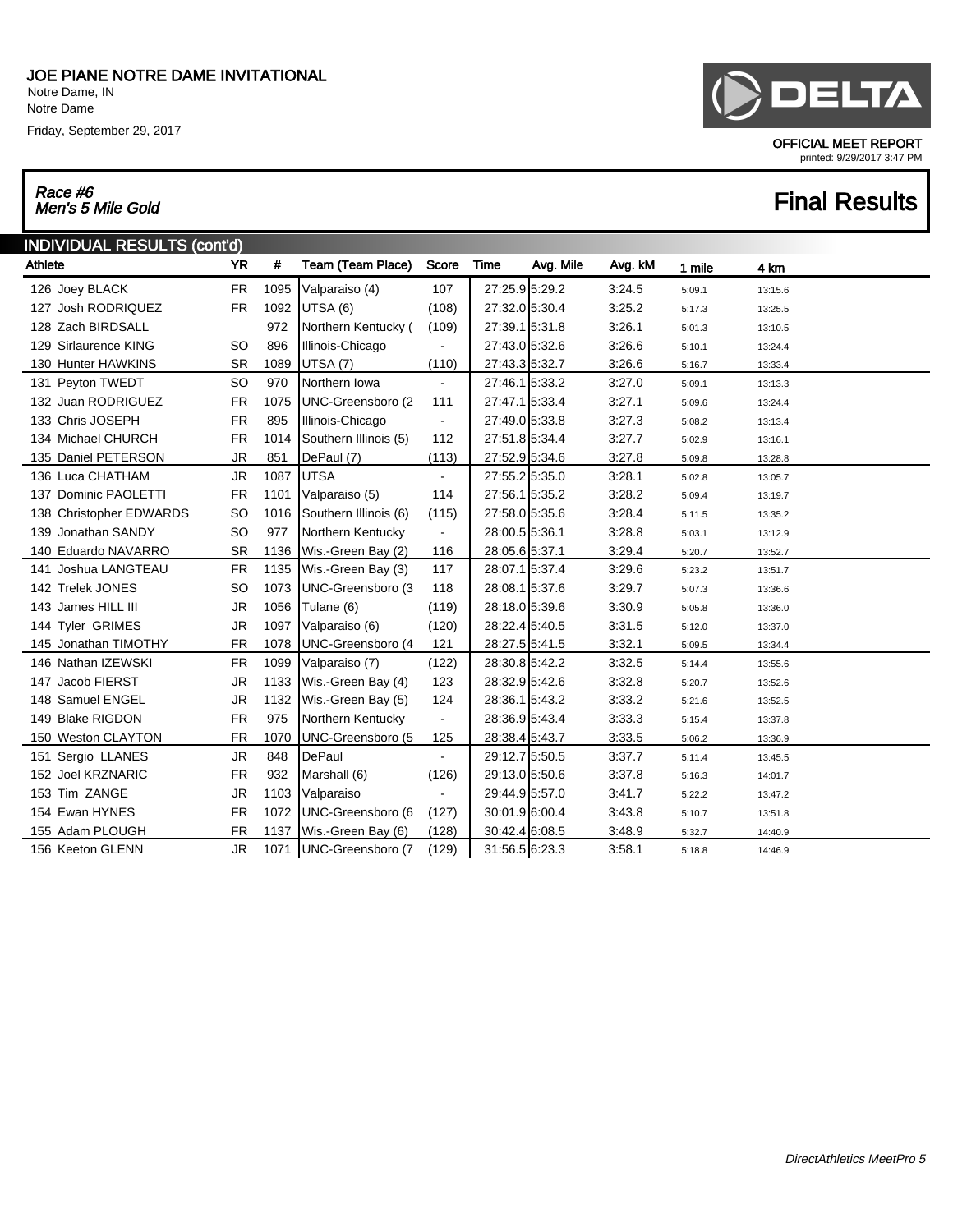# JOE PIANE NOTRE DAME INVITATIONAL

Notre Dame, IN
Notre Dame
Friday, September 29, 2017

OFFICIAL MEET REPORT
printed: 9/29/2017 3:47 PM

## Race #6 Men's 5 Mile Gold

## Final Results

### INDIVIDUAL RESULTS (cont'd)

| Athlete | YR | # | Team (Team Place) | Score | Time | Avg. Mile | Avg. kM | 1 mile | 4 km |
|---|---|---|---|---|---|---|---|---|---|
| 126 Joey BLACK | FR | 1095 | Valparaiso (4) | 107 | 27:25.9 | 5:29.2 | 3:24.5 | 5:09.1 | 13:15.6 |
| 127 Josh RODRIQUEZ | FR | 1092 | UTSA (6) | (108) | 27:32.0 | 5:30.4 | 3:25.2 | 5:17.3 | 13:25.5 |
| 128 Zach BIRDSALL | | 972 | Northern Kentucky ( | (109) | 27:39.1 | 5:31.8 | 3:26.1 | 5:01.3 | 13:10.5 |
| 129 Sirlaurence KING | SO | 896 | Illinois-Chicago | - | 27:43.0 | 5:32.6 | 3:26.6 | 5:10.1 | 13:24.4 |
| 130 Hunter HAWKINS | SR | 1089 | UTSA (7) | (110) | 27:43.3 | 5:32.7 | 3:26.6 | 5:16.7 | 13:33.4 |
| 131 Peyton TWEDT | SO | 970 | Northern Iowa | - | 27:46.1 | 5:33.2 | 3:27.0 | 5:09.1 | 13:13.3 |
| 132 Juan RODRIGUEZ | FR | 1075 | UNC-Greensboro (2 | 111 | 27:47.1 | 5:33.4 | 3:27.1 | 5:09.6 | 13:24.4 |
| 133 Chris JOSEPH | FR | 895 | Illinois-Chicago | - | 27:49.0 | 5:33.8 | 3:27.3 | 5:08.2 | 13:13.4 |
| 134 Michael CHURCH | FR | 1014 | Southern Illinois (5) | 112 | 27:51.8 | 5:34.4 | 3:27.7 | 5:02.9 | 13:16.1 |
| 135 Daniel PETERSON | JR | 851 | DePaul (7) | (113) | 27:52.9 | 5:34.6 | 3:27.8 | 5:09.8 | 13:28.8 |
| 136 Luca CHATHAM | JR | 1087 | UTSA | - | 27:55.2 | 5:35.0 | 3:28.1 | 5:02.8 | 13:05.7 |
| 137 Dominic PAOLETTI | FR | 1101 | Valparaiso (5) | 114 | 27:56.1 | 5:35.2 | 3:28.2 | 5:09.4 | 13:19.7 |
| 138 Christopher EDWARDS | SO | 1016 | Southern Illinois (6) | (115) | 27:58.0 | 5:35.6 | 3:28.4 | 5:11.5 | 13:35.2 |
| 139 Jonathan SANDY | SO | 977 | Northern Kentucky | - | 28:00.5 | 5:36.1 | 3:28.8 | 5:03.1 | 13:12.9 |
| 140 Eduardo NAVARRO | SR | 1136 | Wis.-Green Bay (2) | 116 | 28:05.6 | 5:37.1 | 3:29.4 | 5:20.7 | 13:52.7 |
| 141 Joshua LANGTEAU | FR | 1135 | Wis.-Green Bay (3) | 117 | 28:07.1 | 5:37.4 | 3:29.6 | 5:23.2 | 13:51.7 |
| 142 Trelek JONES | SO | 1073 | UNC-Greensboro (3 | 118 | 28:08.1 | 5:37.6 | 3:29.7 | 5:07.3 | 13:36.6 |
| 143 James HILL III | JR | 1056 | Tulane (6) | (119) | 28:18.0 | 5:39.6 | 3:30.9 | 5:05.8 | 13:36.0 |
| 144 Tyler GRIMES | JR | 1097 | Valparaiso (6) | (120) | 28:22.4 | 5:40.5 | 3:31.5 | 5:12.0 | 13:37.0 |
| 145 Jonathan TIMOTHY | FR | 1078 | UNC-Greensboro (4 | 121 | 28:27.5 | 5:41.5 | 3:32.1 | 5:09.5 | 13:34.4 |
| 146 Nathan IZEWSKI | FR | 1099 | Valparaiso (7) | (122) | 28:30.8 | 5:42.2 | 3:32.5 | 5:14.4 | 13:55.6 |
| 147 Jacob FIERST | JR | 1133 | Wis.-Green Bay (4) | 123 | 28:32.9 | 5:42.6 | 3:32.8 | 5:20.7 | 13:52.6 |
| 148 Samuel ENGEL | JR | 1132 | Wis.-Green Bay (5) | 124 | 28:36.1 | 5:43.2 | 3:33.2 | 5:21.6 | 13:52.5 |
| 149 Blake RIGDON | FR | 975 | Northern Kentucky | - | 28:36.9 | 5:43.4 | 3:33.3 | 5:15.4 | 13:37.8 |
| 150 Weston CLAYTON | FR | 1070 | UNC-Greensboro (5 | 125 | 28:38.4 | 5:43.7 | 3:33.5 | 5:06.2 | 13:36.9 |
| 151 Sergio LLANES | JR | 848 | DePaul | - | 29:12.7 | 5:50.5 | 3:37.7 | 5:11.4 | 13:45.5 |
| 152 Joel KRZNARIC | FR | 932 | Marshall (6) | (126) | 29:13.0 | 5:50.6 | 3:37.8 | 5:16.3 | 14:01.7 |
| 153 Tim ZANGE | JR | 1103 | Valparaiso | - | 29:44.9 | 5:57.0 | 3:41.7 | 5:22.2 | 13:47.2 |
| 154 Ewan HYNES | FR | 1072 | UNC-Greensboro (6 | (127) | 30:01.9 | 6:00.4 | 3:43.8 | 5:10.7 | 13:51.8 |
| 155 Adam PLOUGH | FR | 1137 | Wis.-Green Bay (6) | (128) | 30:42.4 | 6:08.5 | 3:48.9 | 5:32.7 | 14:40.9 |
| 156 Keeton GLENN | JR | 1071 | UNC-Greensboro (7 | (129) | 31:56.5 | 6:23.3 | 3:58.1 | 5:18.8 | 14:46.9 |

DirectAthletics MeetPro 5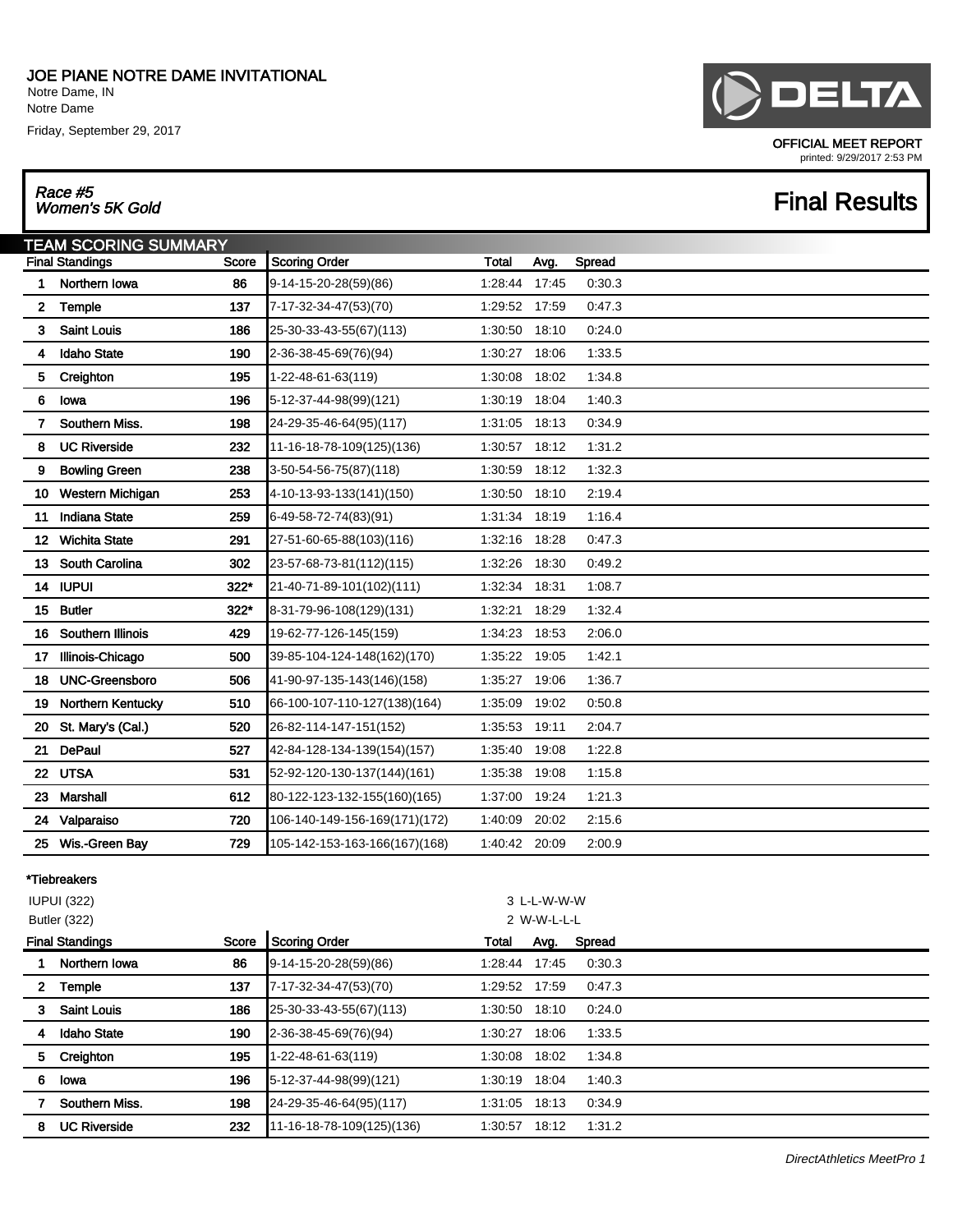# JOE PIANE NOTRE DAME INVITATIONAL

Notre Dame, IN
Notre Dame
Friday, September 29, 2017

OFFICIAL MEET REPORT
printed: 9/29/2017 2:53 PM

## *Race #5 Women's 5K Gold*

## Final Results

### TEAM SCORING SUMMARY

| | Final Standings | Score | Scoring Order | Total | Avg. | Spread |
|---|---|---|---|---|---|---|
| 1 | Northern Iowa | 86 | 9-14-15-20-28(59)(86) | 1:28:44 | 17:45 | 0:30.3 |
| 2 | Temple | 137 | 7-17-32-34-47(53)(70) | 1:29:52 | 17:59 | 0:47.3 |
| 3 | Saint Louis | 186 | 25-30-33-43-55(67)(113) | 1:30:50 | 18:10 | 0:24.0 |
| 4 | Idaho State | 190 | 2-36-38-45-69(76)(94) | 1:30:27 | 18:06 | 1:33.5 |
| 5 | Creighton | 195 | 1-22-48-61-63(119) | 1:30:08 | 18:02 | 1:34.8 |
| 6 | Iowa | 196 | 5-12-37-44-98(99)(121) | 1:30:19 | 18:04 | 1:40.3 |
| 7 | Southern Miss. | 198 | 24-29-35-46-64(95)(117) | 1:31:05 | 18:13 | 0:34.9 |
| 8 | UC Riverside | 232 | 11-16-18-78-109(125)(136) | 1:30:57 | 18:12 | 1:31.2 |
| 9 | Bowling Green | 238 | 3-50-54-56-75(87)(118) | 1:30:59 | 18:12 | 1:32.3 |
| 10 | Western Michigan | 253 | 4-10-13-93-133(141)(150) | 1:30:50 | 18:10 | 2:19.4 |
| 11 | Indiana State | 259 | 6-49-58-72-74(83)(91) | 1:31:34 | 18:19 | 1:16.4 |
| 12 | Wichita State | 291 | 27-51-60-65-88(103)(116) | 1:32:16 | 18:28 | 0:47.3 |
| 13 | South Carolina | 302 | 23-57-68-73-81(112)(115) | 1:32:26 | 18:30 | 0:49.2 |
| 14 | IUPUI | 322* | 21-40-71-89-101(102)(111) | 1:32:34 | 18:31 | 1:08.7 |
| 15 | Butler | 322* | 8-31-79-96-108(129)(131) | 1:32:21 | 18:29 | 1:32.4 |
| 16 | Southern Illinois | 429 | 19-62-77-126-145(159) | 1:34:23 | 18:53 | 2:06.0 |
| 17 | Illinois-Chicago | 500 | 39-85-104-124-148(162)(170) | 1:35:22 | 19:05 | 1:42.1 |
| 18 | UNC-Greensboro | 506 | 41-90-97-135-143(146)(158) | 1:35:27 | 19:06 | 1:36.7 |
| 19 | Northern Kentucky | 510 | 66-100-107-110-127(138)(164) | 1:35:09 | 19:02 | 0:50.8 |
| 20 | St. Mary's (Cal.) | 520 | 26-82-114-147-151(152) | 1:35:53 | 19:11 | 2:04.7 |
| 21 | DePaul | 527 | 42-84-128-134-139(154)(157) | 1:35:40 | 19:08 | 1:22.8 |
| 22 | UTSA | 531 | 52-92-120-130-137(144)(161) | 1:35:38 | 19:08 | 1:15.8 |
| 23 | Marshall | 612 | 80-122-123-132-155(160)(165) | 1:37:00 | 19:24 | 1:21.3 |
| 24 | Valparaiso | 720 | 106-140-149-156-169(171)(172) | 1:40:09 | 20:02 | 2:15.6 |
| 25 | Wis.-Green Bay | 729 | 105-142-153-163-166(167)(168) | 1:40:42 | 20:09 | 2:00.9 |

**\*Tiebreakers**

| | |
|---|---|
| IUPUI (322) | 3 L-L-W-W-W |
| Butler (322) | 2 W-W-L-L-L |

| | Final Standings | Score | Scoring Order | Total | Avg. | Spread |
|---|---|---|---|---|---|---|
| 1 | Northern Iowa | 86 | 9-14-15-20-28(59)(86) | 1:28:44 | 17:45 | 0:30.3 |
| 2 | Temple | 137 | 7-17-32-34-47(53)(70) | 1:29:52 | 17:59 | 0:47.3 |
| 3 | Saint Louis | 186 | 25-30-33-43-55(67)(113) | 1:30:50 | 18:10 | 0:24.0 |
| 4 | Idaho State | 190 | 2-36-38-45-69(76)(94) | 1:30:27 | 18:06 | 1:33.5 |
| 5 | Creighton | 195 | 1-22-48-61-63(119) | 1:30:08 | 18:02 | 1:34.8 |
| 6 | Iowa | 196 | 5-12-37-44-98(99)(121) | 1:30:19 | 18:04 | 1:40.3 |
| 7 | Southern Miss. | 198 | 24-29-35-46-64(95)(117) | 1:31:05 | 18:13 | 0:34.9 |
| 8 | UC Riverside | 232 | 11-16-18-78-109(125)(136) | 1:30:57 | 18:12 | 1:31.2 |

*DirectAthletics MeetPro 1*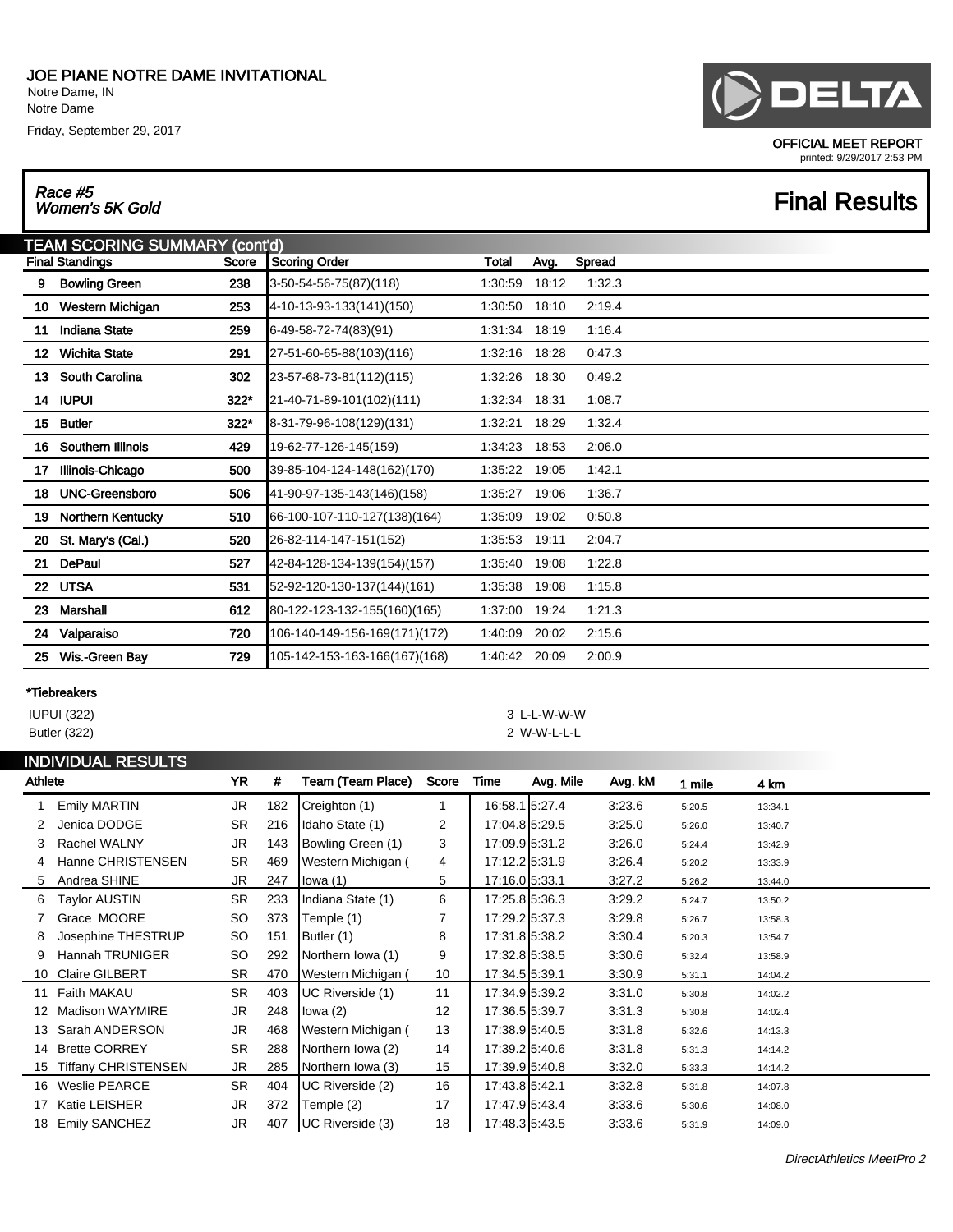# JOE PIANE NOTRE DAME INVITATIONAL

Notre Dame, IN
Notre Dame
Friday, September 29, 2017

OFFICIAL MEET REPORT
printed: 9/29/2017 2:53 PM

*Race #5*
*Women's 5K Gold*

## Final Results

## TEAM SCORING SUMMARY (cont'd)

| Final Standings | | Score | Scoring Order | Total | Avg. | Spread |
|---|---|---|---|---|---|---|
| 9 | Bowling Green | 238 | 3-50-54-56-75(87)(118) | 1:30:59 | 18:12 | 1:32.3 |
| 10 | Western Michigan | 253 | 4-10-13-93-133(141)(150) | 1:30:50 | 18:10 | 2:19.4 |
| 11 | Indiana State | 259 | 6-49-58-72-74(83)(91) | 1:31:34 | 18:19 | 1:16.4 |
| 12 | Wichita State | 291 | 27-51-60-65-88(103)(116) | 1:32:16 | 18:28 | 0:47.3 |
| 13 | South Carolina | 302 | 23-57-68-73-81(112)(115) | 1:32:26 | 18:30 | 0:49.2 |
| 14 | IUPUI | 322* | 21-40-71-89-101(102)(111) | 1:32:34 | 18:31 | 1:08.7 |
| 15 | Butler | 322* | 8-31-79-96-108(129)(131) | 1:32:21 | 18:29 | 1:32.4 |
| 16 | Southern Illinois | 429 | 19-62-77-126-145(159) | 1:34:23 | 18:53 | 2:06.0 |
| 17 | Illinois-Chicago | 500 | 39-85-104-124-148(162)(170) | 1:35:22 | 19:05 | 1:42.1 |
| 18 | UNC-Greensboro | 506 | 41-90-97-135-143(146)(158) | 1:35:27 | 19:06 | 1:36.7 |
| 19 | Northern Kentucky | 510 | 66-100-107-110-127(138)(164) | 1:35:09 | 19:02 | 0:50.8 |
| 20 | St. Mary's (Cal.) | 520 | 26-82-114-147-151(152) | 1:35:53 | 19:11 | 2:04.7 |
| 21 | DePaul | 527 | 42-84-128-134-139(154)(157) | 1:35:40 | 19:08 | 1:22.8 |
| 22 | UTSA | 531 | 52-92-120-130-137(144)(161) | 1:35:38 | 19:08 | 1:15.8 |
| 23 | Marshall | 612 | 80-122-123-132-155(160)(165) | 1:37:00 | 19:24 | 1:21.3 |
| 24 | Valparaiso | 720 | 106-140-149-156-169(171)(172) | 1:40:09 | 20:02 | 2:15.6 |
| 25 | Wis.-Green Bay | 729 | 105-142-153-163-166(167)(168) | 1:40:42 | 20:09 | 2:00.9 |

**\*Tiebreakers**

| | |
|---|---|
| IUPUI (322) | 3 L-L-W-W-W |
| Butler (322) | 2 W-W-L-L-L |

## INDIVIDUAL RESULTS

| Athlete | | YR | # | Team (Team Place) | Score | Time | Avg. Mile | Avg. kM | 1 mile | 4 km |
|---|---|---|---|---|---|---|---|---|---|---|
| 1 | Emily MARTIN | JR | 182 | Creighton (1) | 1 | 16:58.1 | 5:27.4 | 3:23.6 | 5:20.5 | 13:34.1 |
| 2 | Jenica DODGE | SR | 216 | Idaho State (1) | 2 | 17:04.8 | 5:29.5 | 3:25.0 | 5:26.0 | 13:40.7 |
| 3 | Rachel WALNY | JR | 143 | Bowling Green (1) | 3 | 17:09.9 | 5:31.2 | 3:26.0 | 5:24.4 | 13:42.9 |
| 4 | Hanne CHRISTENSEN | SR | 469 | Western Michigan ( | 4 | 17:12.2 | 5:31.9 | 3:26.4 | 5:20.2 | 13:33.9 |
| 5 | Andrea SHINE | JR | 247 | Iowa (1) | 5 | 17:16.0 | 5:33.1 | 3:27.2 | 5:26.2 | 13:44.0 |
| 6 | Taylor AUSTIN | SR | 233 | Indiana State (1) | 6 | 17:25.8 | 5:36.3 | 3:29.2 | 5:24.7 | 13:50.2 |
| 7 | Grace MOORE | SO | 373 | Temple (1) | 7 | 17:29.2 | 5:37.3 | 3:29.8 | 5:26.7 | 13:58.3 |
| 8 | Josephine THESTRUP | SO | 151 | Butler (1) | 8 | 17:31.8 | 5:38.2 | 3:30.4 | 5:20.3 | 13:54.7 |
| 9 | Hannah TRUNIGER | SO | 292 | Northern Iowa (1) | 9 | 17:32.8 | 5:38.5 | 3:30.6 | 5:32.4 | 13:58.9 |
| 10 | Claire GILBERT | SR | 470 | Western Michigan ( | 10 | 17:34.5 | 5:39.1 | 3:30.9 | 5:31.1 | 14:04.2 |
| 11 | Faith MAKAU | SR | 403 | UC Riverside (1) | 11 | 17:34.9 | 5:39.2 | 3:31.0 | 5:30.8 | 14:02.2 |
| 12 | Madison WAYMIRE | JR | 248 | Iowa (2) | 12 | 17:36.5 | 5:39.7 | 3:31.3 | 5:30.8 | 14:02.4 |
| 13 | Sarah ANDERSON | JR | 468 | Western Michigan ( | 13 | 17:38.9 | 5:40.5 | 3:31.8 | 5:32.6 | 14:13.3 |
| 14 | Brette CORREY | SR | 288 | Northern Iowa (2) | 14 | 17:39.2 | 5:40.6 | 3:31.8 | 5:31.3 | 14:14.2 |
| 15 | Tiffany CHRISTENSEN | JR | 285 | Northern Iowa (3) | 15 | 17:39.9 | 5:40.8 | 3:32.0 | 5:33.3 | 14:14.2 |
| 16 | Weslie PEARCE | SR | 404 | UC Riverside (2) | 16 | 17:43.8 | 5:42.1 | 3:32.8 | 5:31.8 | 14:07.8 |
| 17 | Katie LEISHER | JR | 372 | Temple (2) | 17 | 17:47.9 | 5:43.4 | 3:33.6 | 5:30.6 | 14:08.0 |
| 18 | Emily SANCHEZ | JR | 407 | UC Riverside (3) | 18 | 17:48.3 | 5:43.5 | 3:33.6 | 5:31.9 | 14:09.0 |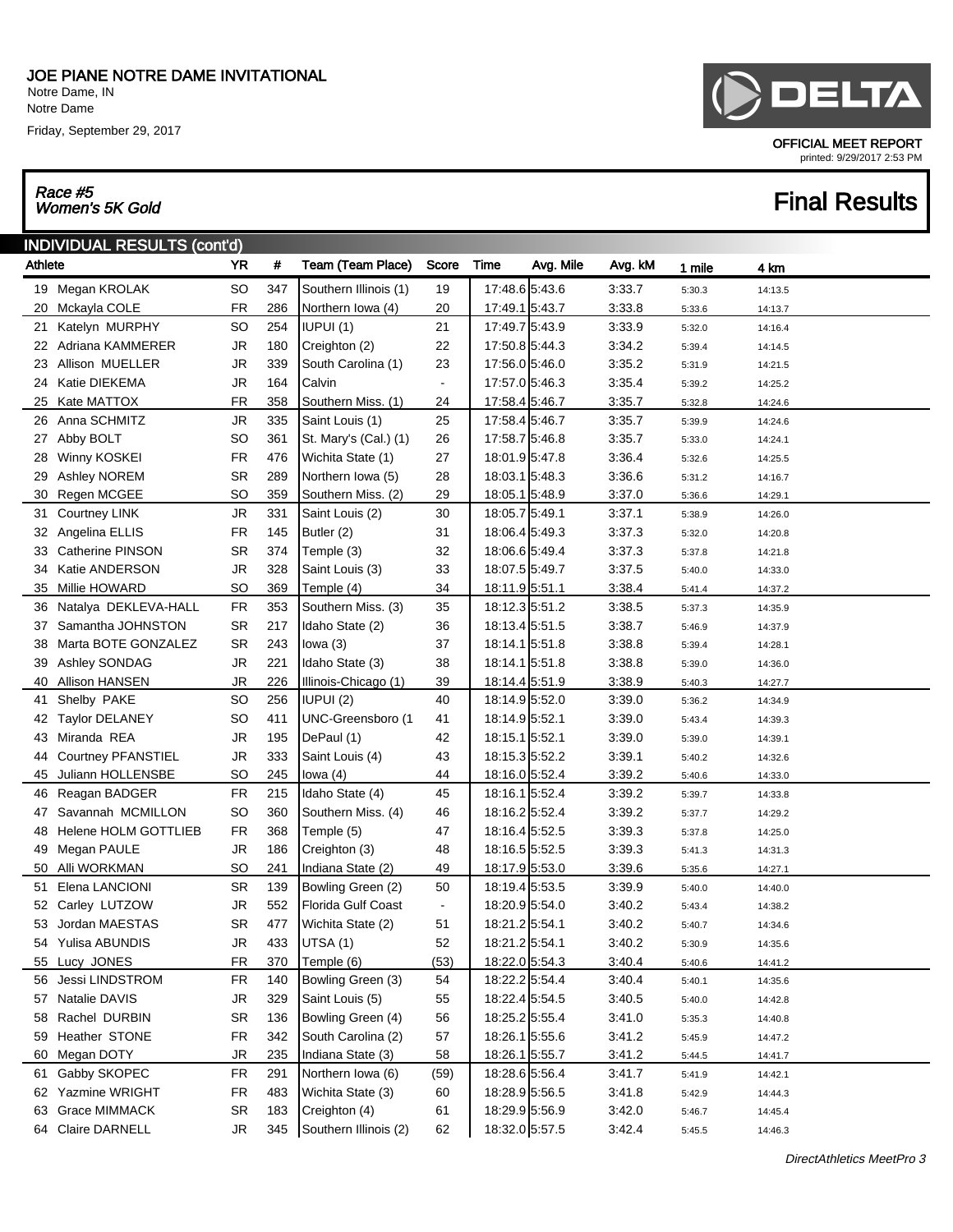# JOE PIANE NOTRE DAME INVITATIONAL

Notre Dame, IN
Notre Dame
Friday, September 29, 2017

OFFICIAL MEET REPORT
printed: 9/29/2017 2:53 PM

*Race #5*
*Women's 5K Gold*

# Final Results

## INDIVIDUAL RESULTS (cont'd)

| Athlete | | YR | # | Team (Team Place) | Score | Time | Avg. Mile | Avg. kM | 1 mile | 4 km |
|---|---|---|---|---|---|---|---|---|---|---|
| 19 | Megan KROLAK | SO | 347 | Southern Illinois (1) | 19 | 17:48.6 | 5:43.6 | 3:33.7 | 5:30.3 | 14:13.5 |
| 20 | Mckayla COLE | FR | 286 | Northern Iowa (4) | 20 | 17:49.1 | 5:43.7 | 3:33.8 | 5:33.6 | 14:13.7 |
| 21 | Katelyn MURPHY | SO | 254 | IUPUI (1) | 21 | 17:49.7 | 5:43.9 | 3:33.9 | 5:32.0 | 14:16.4 |
| 22 | Adriana KAMMERER | JR | 180 | Creighton (2) | 22 | 17:50.8 | 5:44.3 | 3:34.2 | 5:39.4 | 14:14.5 |
| 23 | Allison MUELLER | JR | 339 | South Carolina (1) | 23 | 17:56.0 | 5:46.0 | 3:35.2 | 5:31.9 | 14:21.5 |
| 24 | Katie DIEKEMA | JR | 164 | Calvin | - | 17:57.0 | 5:46.3 | 3:35.4 | 5:39.2 | 14:25.2 |
| 25 | Kate MATTOX | FR | 358 | Southern Miss. (1) | 24 | 17:58.4 | 5:46.7 | 3:35.7 | 5:32.8 | 14:24.6 |
| 26 | Anna SCHMITZ | JR | 335 | Saint Louis (1) | 25 | 17:58.4 | 5:46.7 | 3:35.7 | 5:39.9 | 14:24.6 |
| 27 | Abby BOLT | SO | 361 | St. Mary's (Cal.) (1) | 26 | 17:58.7 | 5:46.8 | 3:35.7 | 5:33.0 | 14:24.1 |
| 28 | Winny KOSKEI | FR | 476 | Wichita State (1) | 27 | 18:01.9 | 5:47.8 | 3:36.4 | 5:32.6 | 14:25.5 |
| 29 | Ashley NOREM | SR | 289 | Northern Iowa (5) | 28 | 18:03.1 | 5:48.3 | 3:36.6 | 5:31.2 | 14:16.7 |
| 30 | Regen MCGEE | SO | 359 | Southern Miss. (2) | 29 | 18:05.1 | 5:48.9 | 3:37.0 | 5:36.6 | 14:29.1 |
| 31 | Courtney LINK | JR | 331 | Saint Louis (2) | 30 | 18:05.7 | 5:49.1 | 3:37.1 | 5:38.9 | 14:26.0 |
| 32 | Angelina ELLIS | FR | 145 | Butler (2) | 31 | 18:06.4 | 5:49.3 | 3:37.3 | 5:32.0 | 14:20.8 |
| 33 | Catherine PINSON | SR | 374 | Temple (3) | 32 | 18:06.6 | 5:49.4 | 3:37.3 | 5:37.8 | 14:21.8 |
| 34 | Katie ANDERSON | JR | 328 | Saint Louis (3) | 33 | 18:07.5 | 5:49.7 | 3:37.5 | 5:40.0 | 14:33.0 |
| 35 | Millie HOWARD | SO | 369 | Temple (4) | 34 | 18:11.9 | 5:51.1 | 3:38.4 | 5:41.4 | 14:37.2 |
| 36 | Natalya DEKLEVA-HALL | FR | 353 | Southern Miss. (3) | 35 | 18:12.3 | 5:51.2 | 3:38.5 | 5:37.3 | 14:35.9 |
| 37 | Samantha JOHNSTON | SR | 217 | Idaho State (2) | 36 | 18:13.4 | 5:51.5 | 3:38.7 | 5:46.9 | 14:37.9 |
| 38 | Marta BOTE GONZALEZ | SR | 243 | Iowa (3) | 37 | 18:14.1 | 5:51.8 | 3:38.8 | 5:39.4 | 14:28.1 |
| 39 | Ashley SONDAG | JR | 221 | Idaho State (3) | 38 | 18:14.1 | 5:51.8 | 3:38.8 | 5:39.0 | 14:36.0 |
| 40 | Allison HANSEN | JR | 226 | Illinois-Chicago (1) | 39 | 18:14.4 | 5:51.9 | 3:38.9 | 5:40.3 | 14:27.7 |
| 41 | Shelby PAKE | SO | 256 | IUPUI (2) | 40 | 18:14.9 | 5:52.0 | 3:39.0 | 5:36.2 | 14:34.9 |
| 42 | Taylor DELANEY | SO | 411 | UNC-Greensboro (1 | 41 | 18:14.9 | 5:52.1 | 3:39.0 | 5:43.4 | 14:39.3 |
| 43 | Miranda REA | JR | 195 | DePaul (1) | 42 | 18:15.1 | 5:52.1 | 3:39.0 | 5:39.0 | 14:39.1 |
| 44 | Courtney PFANSTIEL | JR | 333 | Saint Louis (4) | 43 | 18:15.3 | 5:52.2 | 3:39.1 | 5:40.2 | 14:32.6 |
| 45 | Juliann HOLLENSBE | SO | 245 | Iowa (4) | 44 | 18:16.0 | 5:52.4 | 3:39.2 | 5:40.6 | 14:33.0 |
| 46 | Reagan BADGER | FR | 215 | Idaho State (4) | 45 | 18:16.1 | 5:52.4 | 3:39.2 | 5:39.7 | 14:33.8 |
| 47 | Savannah MCMILLON | SO | 360 | Southern Miss. (4) | 46 | 18:16.2 | 5:52.4 | 3:39.2 | 5:37.7 | 14:29.2 |
| 48 | Helene HOLM GOTTLIEB | FR | 368 | Temple (5) | 47 | 18:16.4 | 5:52.5 | 3:39.3 | 5:37.8 | 14:25.0 |
| 49 | Megan PAULE | JR | 186 | Creighton (3) | 48 | 18:16.5 | 5:52.5 | 3:39.3 | 5:41.3 | 14:31.3 |
| 50 | Alli WORKMAN | SO | 241 | Indiana State (2) | 49 | 18:17.9 | 5:53.0 | 3:39.6 | 5:35.6 | 14:27.1 |
| 51 | Elena LANCIONI | SR | 139 | Bowling Green (2) | 50 | 18:19.4 | 5:53.5 | 3:39.9 | 5:40.0 | 14:40.0 |
| 52 | Carley LUTZOW | JR | 552 | Florida Gulf Coast | - | 18:20.9 | 5:54.0 | 3:40.2 | 5:43.4 | 14:38.2 |
| 53 | Jordan MAESTAS | SR | 477 | Wichita State (2) | 51 | 18:21.2 | 5:54.1 | 3:40.2 | 5:40.7 | 14:34.6 |
| 54 | Yulisa ABUNDIS | JR | 433 | UTSA (1) | 52 | 18:21.2 | 5:54.1 | 3:40.2 | 5:30.9 | 14:35.6 |
| 55 | Lucy JONES | FR | 370 | Temple (6) | (53) | 18:22.0 | 5:54.3 | 3:40.4 | 5:40.6 | 14:41.2 |
| 56 | Jessi LINDSTROM | FR | 140 | Bowling Green (3) | 54 | 18:22.2 | 5:54.4 | 3:40.4 | 5:40.1 | 14:35.6 |
| 57 | Natalie DAVIS | JR | 329 | Saint Louis (5) | 55 | 18:22.4 | 5:54.5 | 3:40.5 | 5:40.0 | 14:42.8 |
| 58 | Rachel DURBIN | SR | 136 | Bowling Green (4) | 56 | 18:25.2 | 5:55.4 | 3:41.0 | 5:35.3 | 14:40.8 |
| 59 | Heather STONE | FR | 342 | South Carolina (2) | 57 | 18:26.1 | 5:55.6 | 3:41.2 | 5:45.9 | 14:47.2 |
| 60 | Megan DOTY | JR | 235 | Indiana State (3) | 58 | 18:26.1 | 5:55.7 | 3:41.2 | 5:44.5 | 14:41.7 |
| 61 | Gabby SKOPEC | FR | 291 | Northern Iowa (6) | (59) | 18:28.6 | 5:56.4 | 3:41.7 | 5:41.9 | 14:42.1 |
| 62 | Yazmine WRIGHT | FR | 483 | Wichita State (3) | 60 | 18:28.9 | 5:56.5 | 3:41.8 | 5:42.9 | 14:44.3 |
| 63 | Grace MIMMACK | SR | 183 | Creighton (4) | 61 | 18:29.9 | 5:56.9 | 3:42.0 | 5:46.7 | 14:45.4 |
| 64 | Claire DARNELL | JR | 345 | Southern Illinois (2) | 62 | 18:32.0 | 5:57.5 | 3:42.4 | 5:45.5 | 14:46.3 |

*DirectAthletics MeetPro 3*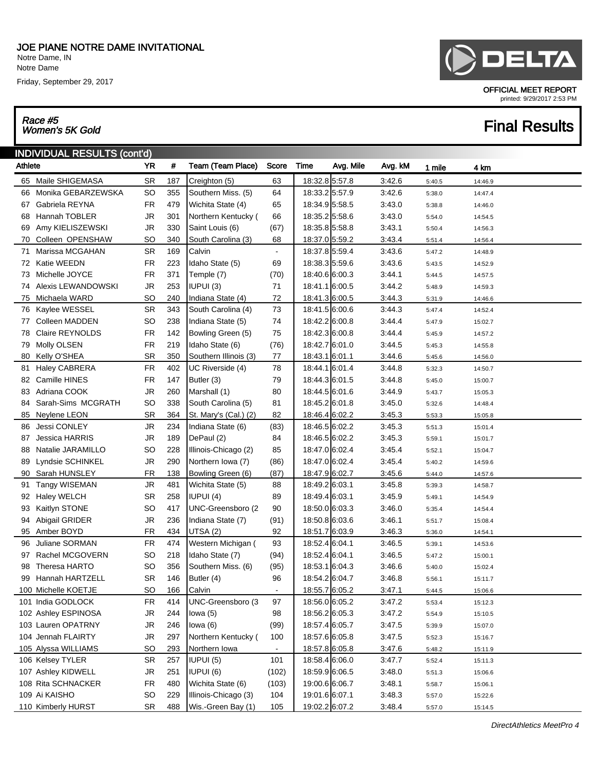# JOE PIANE NOTRE DAME INVITATIONAL

Notre Dame, IN
Notre Dame
Friday, September 29, 2017

OFFICIAL MEET REPORT
printed: 9/29/2017 2:53 PM

*Race #5*
*Women's 5K Gold*

## Final Results

### INDIVIDUAL RESULTS (cont'd)

| Athlete | | YR | # | Team (Team Place) | Score | Time | Avg. Mile | Avg. kM | 1 mile | 4 km |
|---|---|---|---|---|---|---|---|---|---|---|
| 65 | Maile SHIGEMASA | SR | 187 | Creighton (5) | 63 | 18:32.8 | 5:57.8 | 3:42.6 | 5:40.5 | 14:46.9 |
| 66 | Monika GEBARZEWSKA | SO | 355 | Southern Miss. (5) | 64 | 18:33.2 | 5:57.9 | 3:42.6 | 5:38.0 | 14:47.4 |
| 67 | Gabriela REYNA | FR | 479 | Wichita State (4) | 65 | 18:34.9 | 5:58.5 | 3:43.0 | 5:38.8 | 14:46.0 |
| 68 | Hannah TOBLER | JR | 301 | Northern Kentucky ( | 66 | 18:35.2 | 5:58.6 | 3:43.0 | 5:54.0 | 14:54.5 |
| 69 | Amy KIELISZEWSKI | JR | 330 | Saint Louis (6) | (67) | 18:35.8 | 5:58.8 | 3:43.1 | 5:50.4 | 14:56.3 |
| 70 | Colleen OPENSHAW | SO | 340 | South Carolina (3) | 68 | 18:37.0 | 5:59.2 | 3:43.4 | 5:51.4 | 14:56.4 |
| 71 | Marissa MCGAHAN | SR | 169 | Calvin | - | 18:37.8 | 5:59.4 | 3:43.6 | 5:47.2 | 14:48.9 |
| 72 | Katie WEEDN | FR | 223 | Idaho State (5) | 69 | 18:38.3 | 5:59.6 | 3:43.6 | 5:43.5 | 14:52.9 |
| 73 | Michelle JOYCE | FR | 371 | Temple (7) | (70) | 18:40.6 | 6:00.3 | 3:44.1 | 5:44.5 | 14:57.5 |
| 74 | Alexis LEWANDOWSKI | JR | 253 | IUPUI (3) | 71 | 18:41.1 | 6:00.5 | 3:44.2 | 5:48.9 | 14:59.3 |
| 75 | Michaela WARD | SO | 240 | Indiana State (4) | 72 | 18:41.3 | 6:00.5 | 3:44.3 | 5:31.9 | 14:46.6 |
| 76 | Kaylee WESSEL | SR | 343 | South Carolina (4) | 73 | 18:41.5 | 6:00.6 | 3:44.3 | 5:47.4 | 14:52.4 |
| 77 | Colleen MADDEN | SO | 238 | Indiana State (5) | 74 | 18:42.2 | 6:00.8 | 3:44.4 | 5:47.9 | 15:02.7 |
| 78 | Claire REYNOLDS | FR | 142 | Bowling Green (5) | 75 | 18:42.3 | 6:00.8 | 3:44.4 | 5:45.9 | 14:57.2 |
| 79 | Molly OLSEN | FR | 219 | Idaho State (6) | (76) | 18:42.7 | 6:01.0 | 3:44.5 | 5:45.3 | 14:55.8 |
| 80 | Kelly O'SHEA | SR | 350 | Southern Illinois (3) | 77 | 18:43.1 | 6:01.1 | 3:44.6 | 5:45.6 | 14:56.0 |
| 81 | Haley CABRERA | FR | 402 | UC Riverside (4) | 78 | 18:44.1 | 6:01.4 | 3:44.8 | 5:32.3 | 14:50.7 |
| 82 | Camille HINES | FR | 147 | Butler (3) | 79 | 18:44.3 | 6:01.5 | 3:44.8 | 5:45.0 | 15:00.7 |
| 83 | Adriana COOK | JR | 260 | Marshall (1) | 80 | 18:44.5 | 6:01.6 | 3:44.9 | 5:43.7 | 15:05.3 |
| 84 | Sarah-Sims MCGRATH | SO | 338 | South Carolina (5) | 81 | 18:45.2 | 6:01.8 | 3:45.0 | 5:32.6 | 14:48.4 |
| 85 | Neylene LEON | SR | 364 | St. Mary's (Cal.) (2) | 82 | 18:46.4 | 6:02.2 | 3:45.3 | 5:53.3 | 15:05.8 |
| 86 | Jessi CONLEY | JR | 234 | Indiana State (6) | (83) | 18:46.5 | 6:02.2 | 3:45.3 | 5:51.3 | 15:01.4 |
| 87 | Jessica HARRIS | JR | 189 | DePaul (2) | 84 | 18:46.5 | 6:02.2 | 3:45.3 | 5:59.1 | 15:01.7 |
| 88 | Natalie JARAMILLO | SO | 228 | Illinois-Chicago (2) | 85 | 18:47.0 | 6:02.4 | 3:45.4 | 5:52.1 | 15:04.7 |
| 89 | Lyndsie SCHINKEL | JR | 290 | Northern Iowa (7) | (86) | 18:47.0 | 6:02.4 | 3:45.4 | 5:40.2 | 14:59.6 |
| 90 | Sarah HUNSLEY | FR | 138 | Bowling Green (6) | (87) | 18:47.9 | 6:02.7 | 3:45.6 | 5:44.0 | 14:57.6 |
| 91 | Tangy WISEMAN | JR | 481 | Wichita State (5) | 88 | 18:49.2 | 6:03.1 | 3:45.8 | 5:39.3 | 14:58.7 |
| 92 | Haley WELCH | SR | 258 | IUPUI (4) | 89 | 18:49.4 | 6:03.1 | 3:45.9 | 5:49.1 | 14:54.9 |
| 93 | Kaitlyn STONE | SO | 417 | UNC-Greensboro (2 | 90 | 18:50.0 | 6:03.3 | 3:46.0 | 5:35.4 | 14:54.4 |
| 94 | Abigail GRIDER | JR | 236 | Indiana State (7) | (91) | 18:50.8 | 6:03.6 | 3:46.1 | 5:51.7 | 15:08.4 |
| 95 | Amber BOYD | FR | 434 | UTSA (2) | 92 | 18:51.7 | 6:03.9 | 3:46.3 | 5:36.0 | 14:54.1 |
| 96 | Juliane SORMAN | FR | 474 | Western Michigan ( | 93 | 18:52.4 | 6:04.1 | 3:46.5 | 5:39.1 | 14:53.6 |
| 97 | Rachel MCGOVERN | SO | 218 | Idaho State (7) | (94) | 18:52.4 | 6:04.1 | 3:46.5 | 5:47.2 | 15:00.1 |
| 98 | Theresa HARTO | SO | 356 | Southern Miss. (6) | (95) | 18:53.1 | 6:04.3 | 3:46.6 | 5:40.0 | 15:02.4 |
| 99 | Hannah HARTZELL | SR | 146 | Butler (4) | 96 | 18:54.2 | 6:04.7 | 3:46.8 | 5:56.1 | 15:11.7 |
| 100 | Michelle KOETJE | SO | 166 | Calvin | - | 18:55.7 | 6:05.2 | 3:47.1 | 5:44.5 | 15:06.6 |
| 101 | India GODLOCK | FR | 414 | UNC-Greensboro (3 | 97 | 18:56.0 | 6:05.2 | 3:47.2 | 5:53.4 | 15:12.3 |
| 102 | Ashley ESPINOSA | JR | 244 | Iowa (5) | 98 | 18:56.2 | 6:05.3 | 3:47.2 | 5:54.9 | 15:10.5 |
| 103 | Lauren OPATRNY | JR | 246 | Iowa (6) | (99) | 18:57.4 | 6:05.7 | 3:47.5 | 5:39.9 | 15:07.0 |
| 104 | Jennah FLAIRTY | JR | 297 | Northern Kentucky ( | 100 | 18:57.6 | 6:05.8 | 3:47.5 | 5:52.3 | 15:16.7 |
| 105 | Alyssa WILLIAMS | SO | 293 | Northern Iowa | - | 18:57.8 | 6:05.8 | 3:47.6 | 5:48.2 | 15:11.9 |
| 106 | Kelsey TYLER | SR | 257 | IUPUI (5) | 101 | 18:58.4 | 6:06.0 | 3:47.7 | 5:52.4 | 15:11.3 |
| 107 | Ashley KIDWELL | JR | 251 | IUPUI (6) | (102) | 18:59.9 | 6:06.5 | 3:48.0 | 5:51.3 | 15:06.6 |
| 108 | Rita SCHNACKER | FR | 480 | Wichita State (6) | (103) | 19:00.6 | 6:06.7 | 3:48.1 | 5:58.7 | 15:06.1 |
| 109 | Ai KAISHO | SO | 229 | Illinois-Chicago (3) | 104 | 19:01.6 | 6:07.1 | 3:48.3 | 5:57.0 | 15:22.6 |
| 110 | Kimberly HURST | SR | 488 | Wis.-Green Bay (1) | 105 | 19:02.2 | 6:07.2 | 3:48.4 | 5:57.0 | 15:14.5 |

*DirectAthletics MeetPro 4*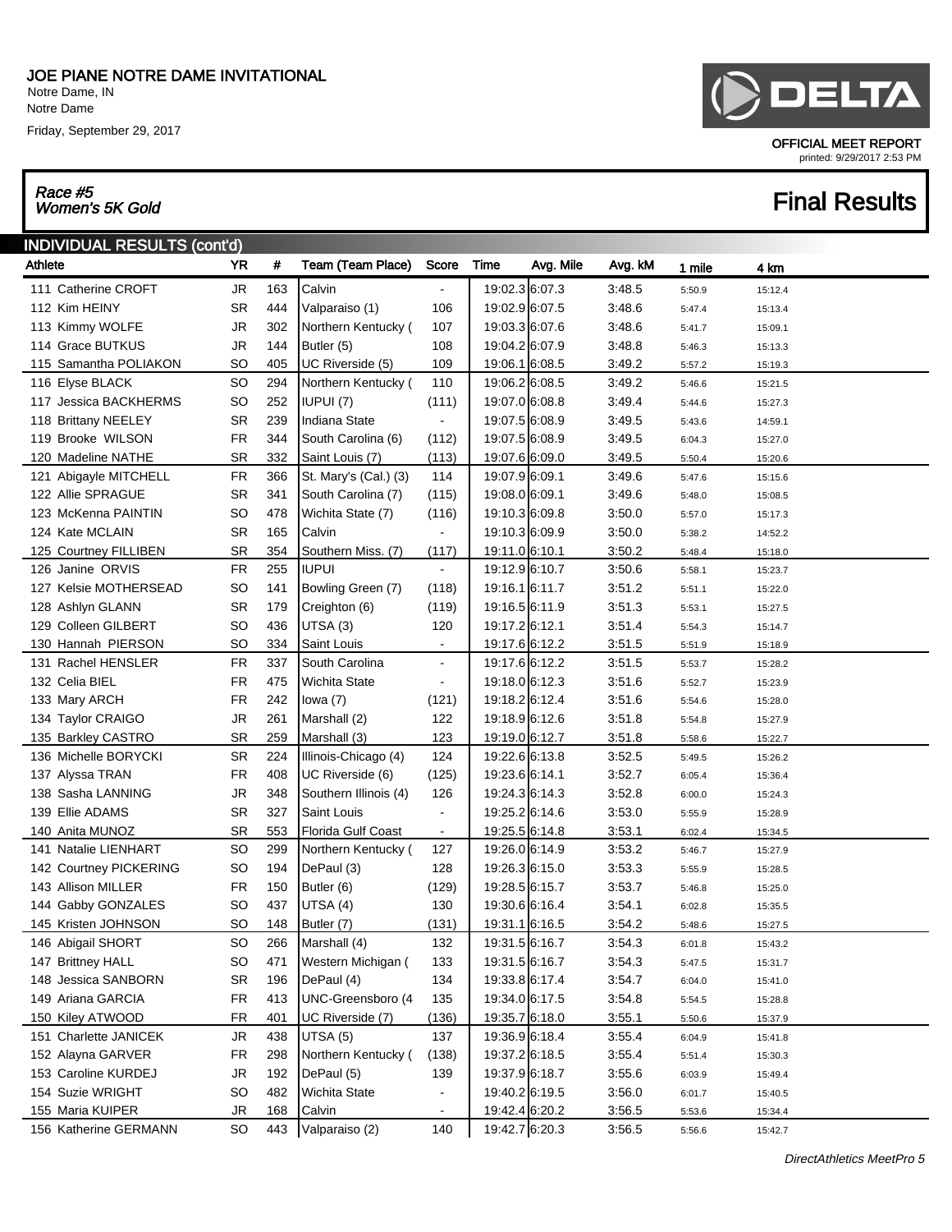# JOE PIANE NOTRE DAME INVITATIONAL

Notre Dame, IN
Notre Dame
Friday, September 29, 2017

**OFFICIAL MEET REPORT**
printed: 9/29/2017 2:53 PM

*Race #5*
*Women's 5K Gold*

## Final Results

### INDIVIDUAL RESULTS (cont'd)

| Athlete | YR | # | Team (Team Place) | Score | Time | Avg. Mile | Avg. kM | 1 mile | 4 km |
|---|---|---|---|---|---|---|---|---|---|
| 111 Catherine CROFT | JR | 163 | Calvin | - | 19:02.3 | 6:07.3 | 3:48.5 | 5:50.9 | 15:12.4 |
| 112 Kim HEINY | SR | 444 | Valparaiso (1) | 106 | 19:02.9 | 6:07.5 | 3:48.6 | 5:47.4 | 15:13.4 |
| 113 Kimmy WOLFE | JR | 302 | Northern Kentucky ( | 107 | 19:03.3 | 6:07.6 | 3:48.6 | 5:41.7 | 15:09.1 |
| 114 Grace BUTKUS | JR | 144 | Butler (5) | 108 | 19:04.2 | 6:07.9 | 3:48.8 | 5:46.3 | 15:13.3 |
| 115 Samantha POLIAKON | SO | 405 | UC Riverside (5) | 109 | 19:06.1 | 6:08.5 | 3:49.2 | 5:57.2 | 15:19.3 |
| 116 Elyse BLACK | SO | 294 | Northern Kentucky ( | 110 | 19:06.2 | 6:08.5 | 3:49.2 | 5:46.6 | 15:21.5 |
| 117 Jessica BACKHERMS | SO | 252 | IUPUI (7) | (111) | 19:07.0 | 6:08.8 | 3:49.4 | 5:44.6 | 15:27.3 |
| 118 Brittany NEELEY | SR | 239 | Indiana State | - | 19:07.5 | 6:08.9 | 3:49.5 | 5:43.6 | 14:59.1 |
| 119 Brooke WILSON | FR | 344 | South Carolina (6) | (112) | 19:07.5 | 6:08.9 | 3:49.5 | 6:04.3 | 15:27.0 |
| 120 Madeline NATHE | SR | 332 | Saint Louis (7) | (113) | 19:07.6 | 6:09.0 | 3:49.5 | 5:50.4 | 15:20.6 |
| 121 Abigayle MITCHELL | FR | 366 | St. Mary's (Cal.) (3) | 114 | 19:07.9 | 6:09.1 | 3:49.6 | 5:47.6 | 15:15.6 |
| 122 Allie SPRAGUE | SR | 341 | South Carolina (7) | (115) | 19:08.0 | 6:09.1 | 3:49.6 | 5:48.0 | 15:08.5 |
| 123 McKenna PAINTIN | SO | 478 | Wichita State (7) | (116) | 19:10.3 | 6:09.8 | 3:50.0 | 5:57.0 | 15:17.3 |
| 124 Kate MCLAIN | SR | 165 | Calvin | - | 19:10.3 | 6:09.9 | 3:50.0 | 5:38.2 | 14:52.2 |
| 125 Courtney FILLIBEN | SR | 354 | Southern Miss. (7) | (117) | 19:11.0 | 6:10.1 | 3:50.2 | 5:48.4 | 15:18.0 |
| 126 Janine ORVIS | FR | 255 | IUPUI | - | 19:12.9 | 6:10.7 | 3:50.6 | 5:58.1 | 15:23.7 |
| 127 Kelsie MOTHERSEAD | SO | 141 | Bowling Green (7) | (118) | 19:16.1 | 6:11.7 | 3:51.2 | 5:51.1 | 15:22.0 |
| 128 Ashlyn GLANN | SR | 179 | Creighton (6) | (119) | 19:16.5 | 6:11.9 | 3:51.3 | 5:53.1 | 15:27.5 |
| 129 Colleen GILBERT | SO | 436 | UTSA (3) | 120 | 19:17.2 | 6:12.1 | 3:51.4 | 5:54.3 | 15:14.7 |
| 130 Hannah PIERSON | SO | 334 | Saint Louis | - | 19:17.6 | 6:12.2 | 3:51.5 | 5:51.9 | 15:18.9 |
| 131 Rachel HENSLER | FR | 337 | South Carolina | - | 19:17.6 | 6:12.2 | 3:51.5 | 5:53.7 | 15:28.2 |
| 132 Celia BIEL | FR | 475 | Wichita State | - | 19:18.0 | 6:12.3 | 3:51.6 | 5:52.7 | 15:23.9 |
| 133 Mary ARCH | FR | 242 | Iowa (7) | (121) | 19:18.2 | 6:12.4 | 3:51.6 | 5:54.6 | 15:28.0 |
| 134 Taylor CRAIGO | JR | 261 | Marshall (2) | 122 | 19:18.9 | 6:12.6 | 3:51.8 | 5:54.8 | 15:27.9 |
| 135 Barkley CASTRO | SR | 259 | Marshall (3) | 123 | 19:19.0 | 6:12.7 | 3:51.8 | 5:58.6 | 15:22.7 |
| 136 Michelle BORYCKI | SR | 224 | Illinois-Chicago (4) | 124 | 19:22.6 | 6:13.8 | 3:52.5 | 5:49.5 | 15:26.2 |
| 137 Alyssa TRAN | FR | 408 | UC Riverside (6) | (125) | 19:23.6 | 6:14.1 | 3:52.7 | 6:05.4 | 15:36.4 |
| 138 Sasha LANNING | JR | 348 | Southern Illinois (4) | 126 | 19:24.3 | 6:14.3 | 3:52.8 | 6:00.0 | 15:24.3 |
| 139 Ellie ADAMS | SR | 327 | Saint Louis | - | 19:25.2 | 6:14.6 | 3:53.0 | 5:55.9 | 15:28.9 |
| 140 Anita MUNOZ | SR | 553 | Florida Gulf Coast | - | 19:25.5 | 6:14.8 | 3:53.1 | 6:02.4 | 15:34.5 |
| 141 Natalie LIENHART | SO | 299 | Northern Kentucky ( | 127 | 19:26.0 | 6:14.9 | 3:53.2 | 5:46.7 | 15:27.9 |
| 142 Courtney PICKERING | SO | 194 | DePaul (3) | 128 | 19:26.3 | 6:15.0 | 3:53.3 | 5:55.9 | 15:28.5 |
| 143 Allison MILLER | FR | 150 | Butler (6) | (129) | 19:28.5 | 6:15.7 | 3:53.7 | 5:46.8 | 15:25.0 |
| 144 Gabby GONZALES | SO | 437 | UTSA (4) | 130 | 19:30.6 | 6:16.4 | 3:54.1 | 6:02.8 | 15:35.5 |
| 145 Kristen JOHNSON | SO | 148 | Butler (7) | (131) | 19:31.1 | 6:16.5 | 3:54.2 | 5:48.6 | 15:27.5 |
| 146 Abigail SHORT | SO | 266 | Marshall (4) | 132 | 19:31.5 | 6:16.7 | 3:54.3 | 6:01.8 | 15:43.2 |
| 147 Brittney HALL | SO | 471 | Western Michigan ( | 133 | 19:31.5 | 6:16.7 | 3:54.3 | 5:47.5 | 15:31.7 |
| 148 Jessica SANBORN | SR | 196 | DePaul (4) | 134 | 19:33.8 | 6:17.4 | 3:54.7 | 6:04.0 | 15:41.0 |
| 149 Ariana GARCIA | FR | 413 | UNC-Greensboro (4 | 135 | 19:34.0 | 6:17.5 | 3:54.8 | 5:54.5 | 15:28.8 |
| 150 Kiley ATWOOD | FR | 401 | UC Riverside (7) | (136) | 19:35.7 | 6:18.0 | 3:55.1 | 5:50.6 | 15:37.9 |
| 151 Charlette JANICEK | JR | 438 | UTSA (5) | 137 | 19:36.9 | 6:18.4 | 3:55.4 | 6:04.9 | 15:41.8 |
| 152 Alayna GARVER | FR | 298 | Northern Kentucky ( | (138) | 19:37.2 | 6:18.5 | 3:55.4 | 5:51.4 | 15:30.3 |
| 153 Caroline KURDEJ | JR | 192 | DePaul (5) | 139 | 19:37.9 | 6:18.7 | 3:55.6 | 6:03.9 | 15:49.4 |
| 154 Suzie WRIGHT | SO | 482 | Wichita State | - | 19:40.2 | 6:19.5 | 3:56.0 | 6:01.7 | 15:40.5 |
| 155 Maria KUIPER | JR | 168 | Calvin | - | 19:42.4 | 6:20.2 | 3:56.5 | 5:53.6 | 15:34.4 |
| 156 Katherine GERMANN | SO | 443 | Valparaiso (2) | 140 | 19:42.7 | 6:20.3 | 3:56.5 | 5:56.6 | 15:42.7 |

*DirectAthletics MeetPro 5*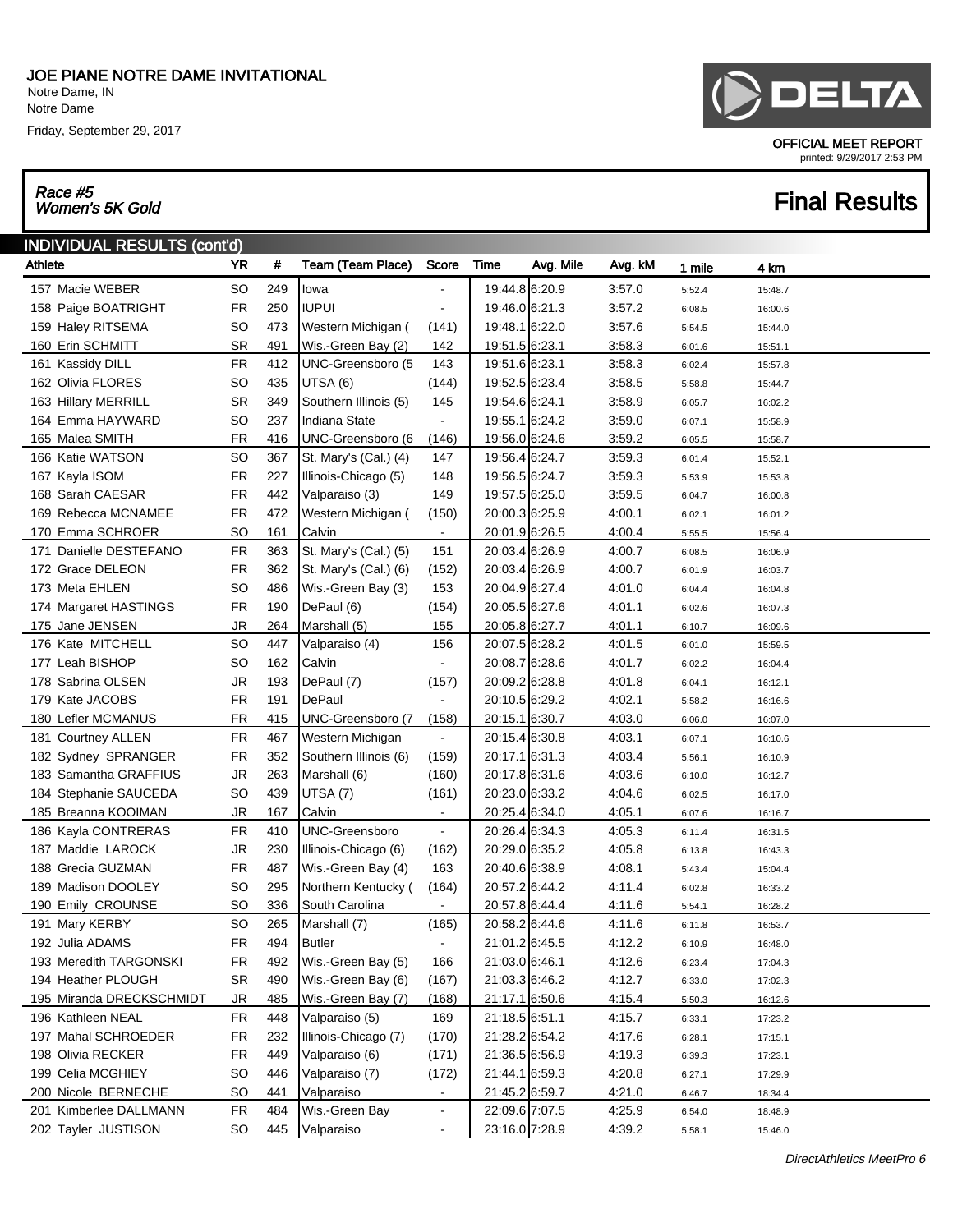# JOE PIANE NOTRE DAME INVITATIONAL

Notre Dame, IN
Notre Dame
Friday, September 29, 2017

OFFICIAL MEET REPORT
printed: 9/29/2017 2:53 PM

*Race #5*
*Women's 5K Gold*

## Final Results

### INDIVIDUAL RESULTS (cont'd)

| Athlete | YR | # | Team (Team Place) | Score | Time | Avg. Mile | Avg. kM | 1 mile | 4 km |
|---|---|---|---|---|---|---|---|---|---|
| 157 Macie WEBER | SO | 249 | Iowa | - | 19:44.8 | 6:20.9 | 3:57.0 | 5:52.4 | 15:48.7 |
| 158 Paige BOATRIGHT | FR | 250 | IUPUI | - | 19:46.0 | 6:21.3 | 3:57.2 | 6:08.5 | 16:00.6 |
| 159 Haley RITSEMA | SO | 473 | Western Michigan ( | (141) | 19:48.1 | 6:22.0 | 3:57.6 | 5:54.5 | 15:44.0 |
| 160 Erin SCHMITT | SR | 491 | Wis.-Green Bay (2) | 142 | 19:51.5 | 6:23.1 | 3:58.3 | 6:01.6 | 15:51.1 |
| 161 Kassidy DILL | FR | 412 | UNC-Greensboro (5 | 143 | 19:51.6 | 6:23.1 | 3:58.3 | 6:02.4 | 15:57.8 |
| 162 Olivia FLORES | SO | 435 | UTSA (6) | (144) | 19:52.5 | 6:23.4 | 3:58.5 | 5:58.8 | 15:44.7 |
| 163 Hillary MERRILL | SR | 349 | Southern Illinois (5) | 145 | 19:54.6 | 6:24.1 | 3:58.9 | 6:05.7 | 16:02.2 |
| 164 Emma HAYWARD | SO | 237 | Indiana State | - | 19:55.1 | 6:24.2 | 3:59.0 | 6:07.1 | 15:58.9 |
| 165 Malea SMITH | FR | 416 | UNC-Greensboro (6 | (146) | 19:56.0 | 6:24.6 | 3:59.2 | 6:05.5 | 15:58.7 |
| 166 Katie WATSON | SO | 367 | St. Mary's (Cal.) (4) | 147 | 19:56.4 | 6:24.7 | 3:59.3 | 6:01.4 | 15:52.1 |
| 167 Kayla ISOM | FR | 227 | Illinois-Chicago (5) | 148 | 19:56.5 | 6:24.7 | 3:59.3 | 5:53.9 | 15:53.8 |
| 168 Sarah CAESAR | FR | 442 | Valparaiso (3) | 149 | 19:57.5 | 6:25.0 | 3:59.5 | 6:04.7 | 16:00.8 |
| 169 Rebecca MCNAMEE | FR | 472 | Western Michigan ( | (150) | 20:00.3 | 6:25.9 | 4:00.1 | 6:02.1 | 16:01.2 |
| 170 Emma SCHROER | SO | 161 | Calvin | - | 20:01.9 | 6:26.5 | 4:00.4 | 5:55.5 | 15:56.4 |
| 171 Danielle DESTEFANO | FR | 363 | St. Mary's (Cal.) (5) | 151 | 20:03.4 | 6:26.9 | 4:00.7 | 6:08.5 | 16:06.9 |
| 172 Grace DELEON | FR | 362 | St. Mary's (Cal.) (6) | (152) | 20:03.4 | 6:26.9 | 4:00.7 | 6:01.9 | 16:03.7 |
| 173 Meta EHLEN | SO | 486 | Wis.-Green Bay (3) | 153 | 20:04.9 | 6:27.4 | 4:01.0 | 6:04.4 | 16:04.8 |
| 174 Margaret HASTINGS | FR | 190 | DePaul (6) | (154) | 20:05.5 | 6:27.6 | 4:01.1 | 6:02.6 | 16:07.3 |
| 175 Jane JENSEN | JR | 264 | Marshall (5) | 155 | 20:05.8 | 6:27.7 | 4:01.1 | 6:10.7 | 16:09.6 |
| 176 Kate MITCHELL | SO | 447 | Valparaiso (4) | 156 | 20:07.5 | 6:28.2 | 4:01.5 | 6:01.0 | 15:59.5 |
| 177 Leah BISHOP | SO | 162 | Calvin | - | 20:08.7 | 6:28.6 | 4:01.7 | 6:02.2 | 16:04.4 |
| 178 Sabrina OLSEN | JR | 193 | DePaul (7) | (157) | 20:09.2 | 6:28.8 | 4:01.8 | 6:04.1 | 16:12.1 |
| 179 Kate JACOBS | FR | 191 | DePaul | - | 20:10.5 | 6:29.2 | 4:02.1 | 5:58.2 | 16:16.6 |
| 180 Lefler MCMANUS | FR | 415 | UNC-Greensboro (7 | (158) | 20:15.1 | 6:30.7 | 4:03.0 | 6:06.0 | 16:07.0 |
| 181 Courtney ALLEN | FR | 467 | Western Michigan | - | 20:15.4 | 6:30.8 | 4:03.1 | 6:07.1 | 16:10.6 |
| 182 Sydney SPRANGER | FR | 352 | Southern Illinois (6) | (159) | 20:17.1 | 6:31.3 | 4:03.4 | 5:56.1 | 16:10.9 |
| 183 Samantha GRAFFIUS | JR | 263 | Marshall (6) | (160) | 20:17.8 | 6:31.6 | 4:03.6 | 6:10.0 | 16:12.7 |
| 184 Stephanie SAUCEDA | SO | 439 | UTSA (7) | (161) | 20:23.0 | 6:33.2 | 4:04.6 | 6:02.5 | 16:17.0 |
| 185 Breanna KOOIMAN | JR | 167 | Calvin | - | 20:25.4 | 6:34.0 | 4:05.1 | 6:07.6 | 16:16.7 |
| 186 Kayla CONTRERAS | FR | 410 | UNC-Greensboro | - | 20:26.4 | 6:34.3 | 4:05.3 | 6:11.4 | 16:31.5 |
| 187 Maddie LAROCK | JR | 230 | Illinois-Chicago (6) | (162) | 20:29.0 | 6:35.2 | 4:05.8 | 6:13.8 | 16:43.3 |
| 188 Grecia GUZMAN | FR | 487 | Wis.-Green Bay (4) | 163 | 20:40.6 | 6:38.9 | 4:08.1 | 5:43.4 | 15:04.4 |
| 189 Madison DOOLEY | SO | 295 | Northern Kentucky ( | (164) | 20:57.2 | 6:44.2 | 4:11.4 | 6:02.8 | 16:33.2 |
| 190 Emily CROUNSE | SO | 336 | South Carolina | - | 20:57.8 | 6:44.4 | 4:11.6 | 5:54.1 | 16:28.2 |
| 191 Mary KERBY | SO | 265 | Marshall (7) | (165) | 20:58.2 | 6:44.6 | 4:11.6 | 6:11.8 | 16:53.7 |
| 192 Julia ADAMS | FR | 494 | Butler | - | 21:01.2 | 6:45.5 | 4:12.2 | 6:10.9 | 16:48.0 |
| 193 Meredith TARGONSKI | FR | 492 | Wis.-Green Bay (5) | 166 | 21:03.0 | 6:46.1 | 4:12.6 | 6:23.4 | 17:04.3 |
| 194 Heather PLOUGH | SR | 490 | Wis.-Green Bay (6) | (167) | 21:03.3 | 6:46.2 | 4:12.7 | 6:33.0 | 17:02.3 |
| 195 Miranda DRECKSCHMIDT | JR | 485 | Wis.-Green Bay (7) | (168) | 21:17.1 | 6:50.6 | 4:15.4 | 5:50.3 | 16:12.6 |
| 196 Kathleen NEAL | FR | 448 | Valparaiso (5) | 169 | 21:18.5 | 6:51.1 | 4:15.7 | 6:33.1 | 17:23.2 |
| 197 Mahal SCHROEDER | FR | 232 | Illinois-Chicago (7) | (170) | 21:28.2 | 6:54.2 | 4:17.6 | 6:28.1 | 17:15.1 |
| 198 Olivia RECKER | FR | 449 | Valparaiso (6) | (171) | 21:36.5 | 6:56.9 | 4:19.3 | 6:39.3 | 17:23.1 |
| 199 Celia MCGHIEY | SO | 446 | Valparaiso (7) | (172) | 21:44.1 | 6:59.3 | 4:20.8 | 6:27.1 | 17:29.9 |
| 200 Nicole BERNECHE | SO | 441 | Valparaiso | - | 21:45.2 | 6:59.7 | 4:21.0 | 6:46.7 | 18:34.4 |
| 201 Kimberlee DALLMANN | FR | 484 | Wis.-Green Bay | - | 22:09.6 | 7:07.5 | 4:25.9 | 6:54.0 | 18:48.9 |
| 202 Tayler JUSTISON | SO | 445 | Valparaiso | - | 23:16.0 | 7:28.9 | 4:39.2 | 5:58.1 | 15:46.0 |

*DirectAthletics MeetPro 6*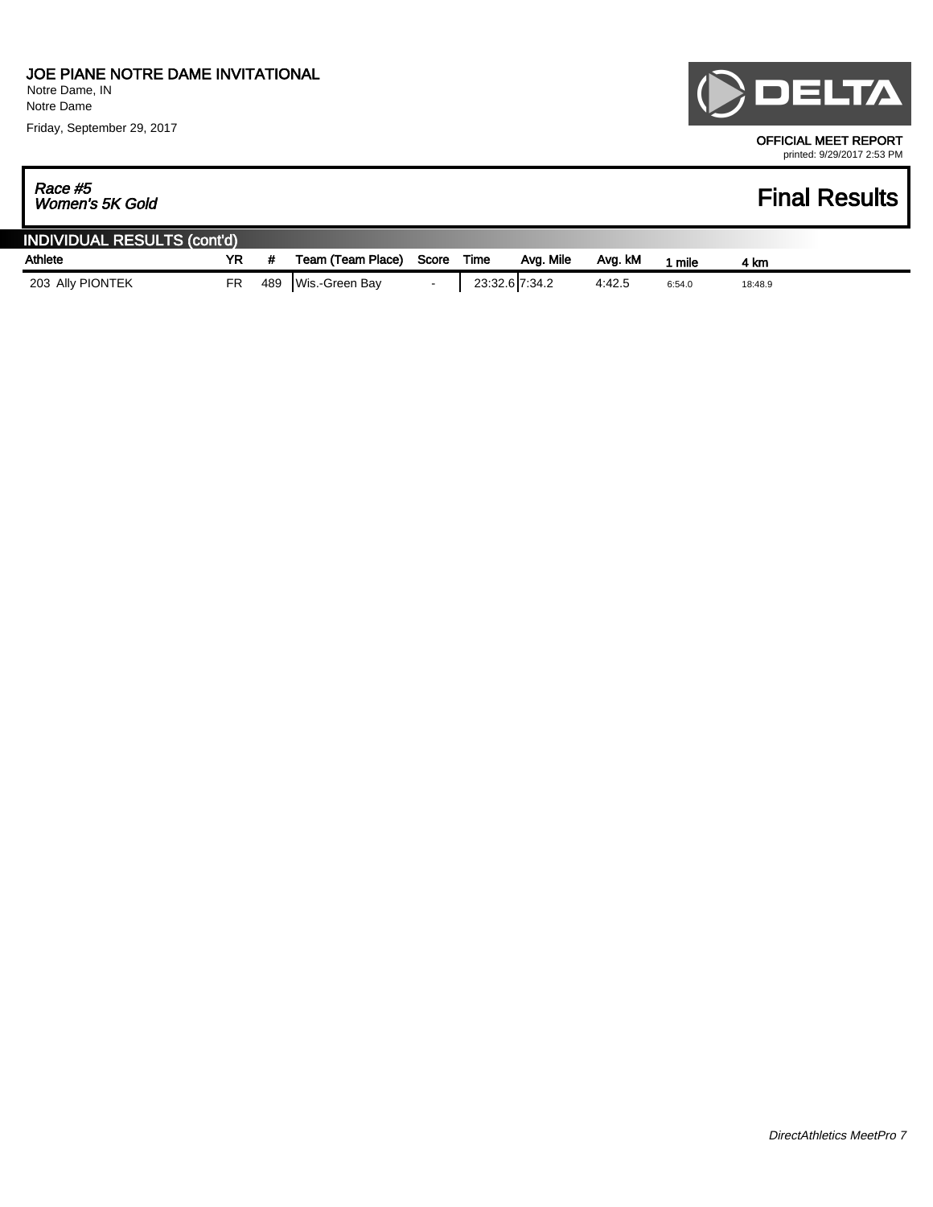# JOE PIANE NOTRE DAME INVITATIONAL

Notre Dame, IN
Notre Dame

Friday, September 29, 2017

OFFICIAL MEET REPORT
printed: 9/29/2017 2:53 PM

*Race #5*
*Women's 5K Gold*

## Final Results

### INDIVIDUAL RESULTS (cont'd)

| Athlete | YR | # | Team (Team Place) | Score | Time | Avg. Mile | Avg. kM | 1 mile | 4 km |
|---|---|---|---|---|---|---|---|---|---|
| 203 Ally PIONTEK | FR | 489 | Wis.-Green Bay | - | 23:32.6 | 7:34.2 | 4:42.5 | 6:54.0 | 18:48.9 |

*DirectAthletics MeetPro 7*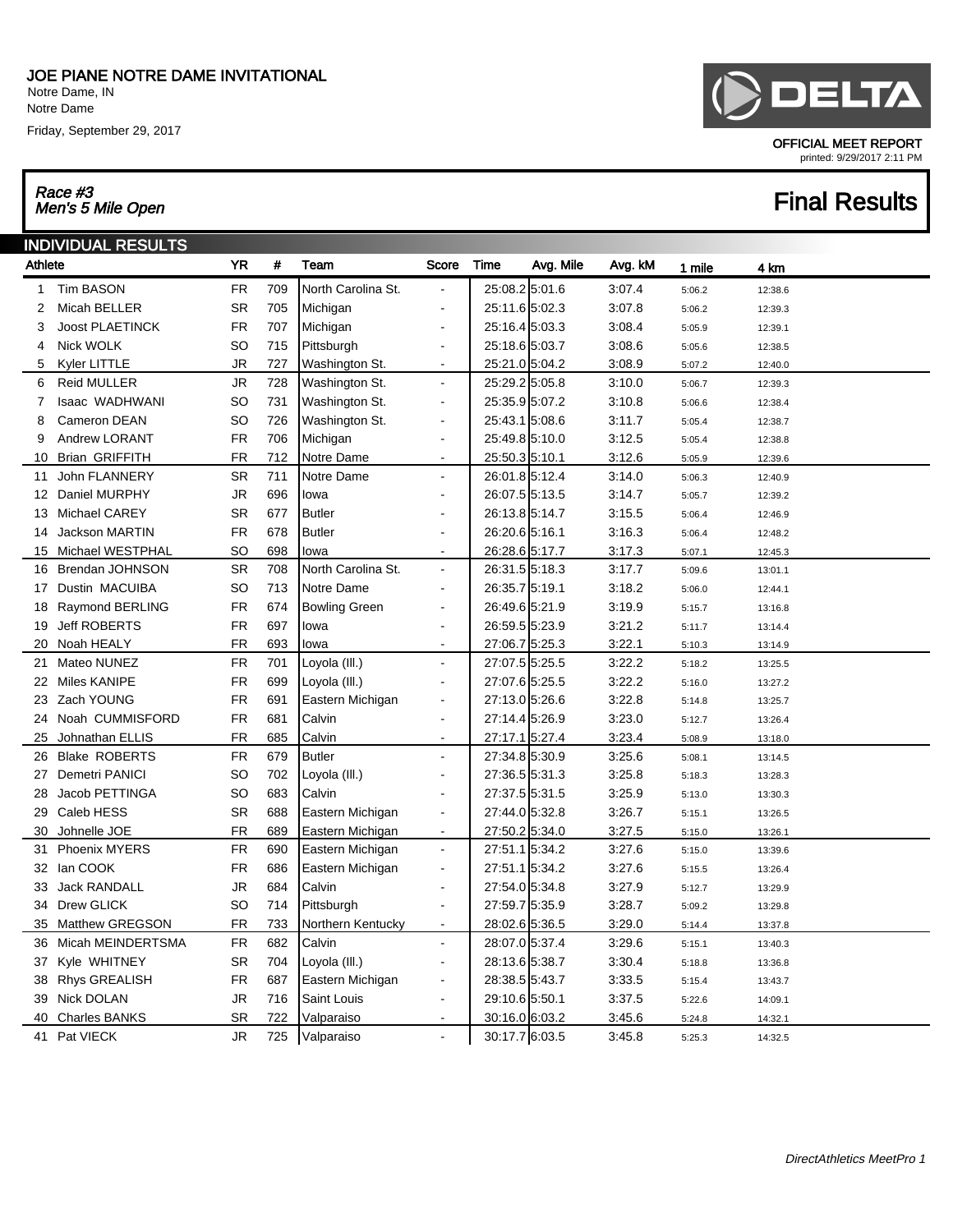# JOE PIANE NOTRE DAME INVITATIONAL

Notre Dame, IN
Notre Dame

Friday, September 29, 2017

DELTA

OFFICIAL MEET REPORT
printed: 9/29/2017 2:11 PM

*Race #3*
*Men's 5 Mile Open*

## Final Results

### INDIVIDUAL RESULTS

| Athlete | | YR | # | Team | Score | Time | Avg. Mile | Avg. kM | 1 mile | 4 km |
|---|---|---|---|---|---|---|---|---|---|---|
| 1 | Tim BASON | FR | 709 | North Carolina St. | - | 25:08.2 | 5:01.6 | 3:07.4 | 5:06.2 | 12:38.6 |
| 2 | Micah BELLER | SR | 705 | Michigan | - | 25:11.6 | 5:02.3 | 3:07.8 | 5:06.2 | 12:39.3 |
| 3 | Joost PLAETINCK | FR | 707 | Michigan | - | 25:16.4 | 5:03.3 | 3:08.4 | 5:05.9 | 12:39.1 |
| 4 | Nick WOLK | SO | 715 | Pittsburgh | - | 25:18.6 | 5:03.7 | 3:08.6 | 5:05.6 | 12:38.5 |
| 5 | Kyler LITTLE | JR | 727 | Washington St. | - | 25:21.0 | 5:04.2 | 3:08.9 | 5:07.2 | 12:40.0 |
| 6 | Reid MULLER | JR | 728 | Washington St. | - | 25:29.2 | 5:05.8 | 3:10.0 | 5:06.7 | 12:39.3 |
| 7 | Isaac WADHWANI | SO | 731 | Washington St. | - | 25:35.9 | 5:07.2 | 3:10.8 | 5:06.6 | 12:38.4 |
| 8 | Cameron DEAN | SO | 726 | Washington St. | - | 25:43.1 | 5:08.6 | 3:11.7 | 5:05.4 | 12:38.7 |
| 9 | Andrew LORANT | FR | 706 | Michigan | - | 25:49.8 | 5:10.0 | 3:12.5 | 5:05.4 | 12:38.8 |
| 10 | Brian GRIFFITH | FR | 712 | Notre Dame | - | 25:50.3 | 5:10.1 | 3:12.6 | 5:05.9 | 12:39.6 |
| 11 | John FLANNERY | SR | 711 | Notre Dame | - | 26:01.8 | 5:12.4 | 3:14.0 | 5:06.3 | 12:40.9 |
| 12 | Daniel MURPHY | JR | 696 | Iowa | - | 26:07.5 | 5:13.5 | 3:14.7 | 5:05.7 | 12:39.2 |
| 13 | Michael CAREY | SR | 677 | Butler | - | 26:13.8 | 5:14.7 | 3:15.5 | 5:06.4 | 12:46.9 |
| 14 | Jackson MARTIN | FR | 678 | Butler | - | 26:20.6 | 5:16.1 | 3:16.3 | 5:06.4 | 12:48.2 |
| 15 | Michael WESTPHAL | SO | 698 | Iowa | - | 26:28.6 | 5:17.7 | 3:17.3 | 5:07.1 | 12:45.3 |
| 16 | Brendan JOHNSON | SR | 708 | North Carolina St. | - | 26:31.5 | 5:18.3 | 3:17.7 | 5:09.6 | 13:01.1 |
| 17 | Dustin MACUIBA | SO | 713 | Notre Dame | - | 26:35.7 | 5:19.1 | 3:18.2 | 5:06.0 | 12:44.1 |
| 18 | Raymond BERLING | FR | 674 | Bowling Green | - | 26:49.6 | 5:21.9 | 3:19.9 | 5:15.7 | 13:16.8 |
| 19 | Jeff ROBERTS | FR | 697 | Iowa | - | 26:59.5 | 5:23.9 | 3:21.2 | 5:11.7 | 13:14.4 |
| 20 | Noah HEALY | FR | 693 | Iowa | - | 27:06.7 | 5:25.3 | 3:22.1 | 5:10.3 | 13:14.9 |
| 21 | Mateo NUNEZ | FR | 701 | Loyola (Ill.) | - | 27:07.5 | 5:25.5 | 3:22.2 | 5:18.2 | 13:25.5 |
| 22 | Miles KANIPE | FR | 699 | Loyola (Ill.) | - | 27:07.6 | 5:25.5 | 3:22.2 | 5:16.0 | 13:27.2 |
| 23 | Zach YOUNG | FR | 691 | Eastern Michigan | - | 27:13.0 | 5:26.6 | 3:22.8 | 5:14.8 | 13:25.7 |
| 24 | Noah CUMMISFORD | FR | 681 | Calvin | - | 27:14.4 | 5:26.9 | 3:23.0 | 5:12.7 | 13:26.4 |
| 25 | Johnathan ELLIS | FR | 685 | Calvin | - | 27:17.1 | 5:27.4 | 3:23.4 | 5:08.9 | 13:18.0 |
| 26 | Blake ROBERTS | FR | 679 | Butler | - | 27:34.8 | 5:30.9 | 3:25.6 | 5:08.1 | 13:14.5 |
| 27 | Demetri PANICI | SO | 702 | Loyola (Ill.) | - | 27:36.5 | 5:31.3 | 3:25.8 | 5:18.3 | 13:28.3 |
| 28 | Jacob PETTINGA | SO | 683 | Calvin | - | 27:37.5 | 5:31.5 | 3:25.9 | 5:13.0 | 13:30.3 |
| 29 | Caleb HESS | SR | 688 | Eastern Michigan | - | 27:44.0 | 5:32.8 | 3:26.7 | 5:15.1 | 13:26.5 |
| 30 | Johnelle JOE | FR | 689 | Eastern Michigan | - | 27:50.2 | 5:34.0 | 3:27.5 | 5:15.0 | 13:26.1 |
| 31 | Phoenix MYERS | FR | 690 | Eastern Michigan | - | 27:51.1 | 5:34.2 | 3:27.6 | 5:15.0 | 13:39.6 |
| 32 | Ian COOK | FR | 686 | Eastern Michigan | - | 27:51.1 | 5:34.2 | 3:27.6 | 5:15.5 | 13:26.4 |
| 33 | Jack RANDALL | JR | 684 | Calvin | - | 27:54.0 | 5:34.8 | 3:27.9 | 5:12.7 | 13:29.9 |
| 34 | Drew GLICK | SO | 714 | Pittsburgh | - | 27:59.7 | 5:35.9 | 3:28.7 | 5:09.2 | 13:29.8 |
| 35 | Matthew GREGSON | FR | 733 | Northern Kentucky | - | 28:02.6 | 5:36.5 | 3:29.0 | 5:14.4 | 13:37.8 |
| 36 | Micah MEINDERTSMA | FR | 682 | Calvin | - | 28:07.0 | 5:37.4 | 3:29.6 | 5:15.1 | 13:40.3 |
| 37 | Kyle WHITNEY | SR | 704 | Loyola (Ill.) | - | 28:13.6 | 5:38.7 | 3:30.4 | 5:18.8 | 13:36.8 |
| 38 | Rhys GREALISH | FR | 687 | Eastern Michigan | - | 28:38.5 | 5:43.7 | 3:33.5 | 5:15.4 | 13:43.7 |
| 39 | Nick DOLAN | JR | 716 | Saint Louis | - | 29:10.6 | 5:50.1 | 3:37.5 | 5:22.6 | 14:09.1 |
| 40 | Charles BANKS | SR | 722 | Valparaiso | - | 30:16.0 | 6:03.2 | 3:45.6 | 5:24.8 | 14:32.1 |
| 41 | Pat VIECK | JR | 725 | Valparaiso | - | 30:17.7 | 6:03.5 | 3:45.8 | 5:25.3 | 14:32.5 |

*DirectAthletics MeetPro 1*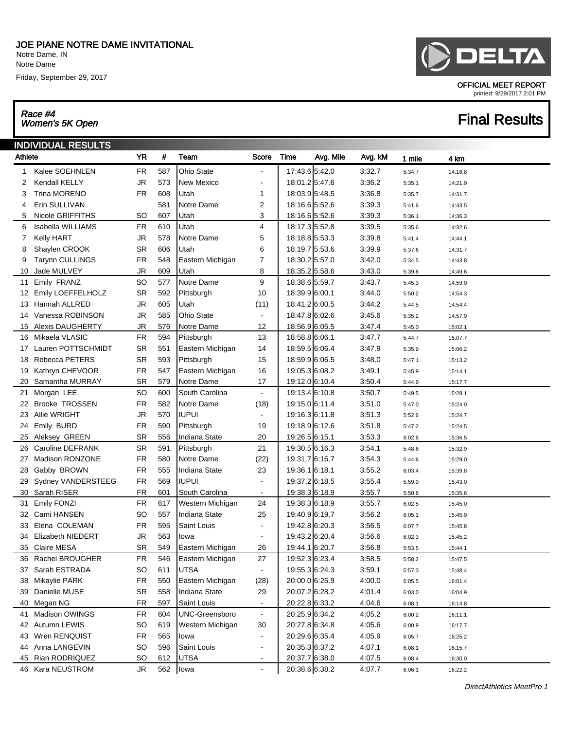# JOE PIANE NOTRE DAME INVITATIONAL

Notre Dame, IN
Notre Dame
Friday, September 29, 2017

OFFICIAL MEET REPORT
printed: 9/29/2017 2:01 PM

*Race #4*
*Women's 5K Open*

## Final Results

### INDIVIDUAL RESULTS

| | Athlete | YR | # | Team | Score | Time | Avg. Mile | Avg. kM | 1 mile | 4 km |
|---|---|---|---|---|---|---|---|---|---|---|
| 1 | Kalee SOEHNLEN | FR | 587 | Ohio State | - | 17:43.6 | 5:42.0 | 3:32.7 | 5:34.7 | 14:16.8 |
| 2 | Kendall KELLY | JR | 573 | New Mexico | - | 18:01.2 | 5:47.6 | 3:36.2 | 5:35.1 | 14:21.9 |
| 3 | Trina MORENO | FR | 608 | Utah | 1 | 18:03.9 | 5:48.5 | 3:36.8 | 5:35.7 | 14:31.7 |
| 4 | Erin SULLIVAN | | 581 | Notre Dame | 2 | 18:16.6 | 5:52.6 | 3:39.3 | 5:41.6 | 14:43.5 |
| 5 | Nicole GRIFFITHS | SO | 607 | Utah | 3 | 18:16.6 | 5:52.6 | 3:39.3 | 5:36.1 | 14:36.3 |
| 6 | Isabella WILLIAMS | FR | 610 | Utah | 4 | 18:17.3 | 5:52.8 | 3:39.5 | 5:35.6 | 14:32.6 |
| 7 | Kelly HART | JR | 578 | Notre Dame | 5 | 18:18.8 | 5:53.3 | 3:39.8 | 5:41.4 | 14:44.1 |
| 8 | Shaylen CROOK | SR | 606 | Utah | 6 | 18:19.7 | 5:53.6 | 3:39.9 | 5:37.6 | 14:31.7 |
| 9 | Tarynn CULLINGS | FR | 548 | Eastern Michigan | 7 | 18:30.2 | 5:57.0 | 3:42.0 | 5:34.5 | 14:43.8 |
| 10 | Jade MULVEY | JR | 609 | Utah | 8 | 18:35.2 | 5:58.6 | 3:43.0 | 5:39.6 | 14:49.6 |
| 11 | Emily FRANZ | SO | 577 | Notre Dame | 9 | 18:38.6 | 5:59.7 | 3:43.7 | 5:45.3 | 14:59.0 |
| 12 | Emily LOEFFELHOLZ | SR | 592 | Pittsburgh | 10 | 18:39.9 | 6:00.1 | 3:44.0 | 5:50.2 | 14:54.3 |
| 13 | Hannah ALLRED | JR | 605 | Utah | (11) | 18:41.2 | 6:00.5 | 3:44.2 | 5:44.5 | 14:54.4 |
| 14 | Vanessa ROBINSON | JR | 585 | Ohio State | - | 18:47.8 | 6:02.6 | 3:45.6 | 5:35.2 | 14:57.9 |
| 15 | Alexis DAUGHERTY | JR | 576 | Notre Dame | 12 | 18:56.9 | 6:05.5 | 3:47.4 | 5:45.0 | 15:02.1 |
| 16 | Mikaela VLASIC | FR | 594 | Pittsburgh | 13 | 18:58.8 | 6:06.1 | 3:47.7 | 5:44.7 | 15:07.7 |
| 17 | Lauren POTTSCHMIDT | SR | 551 | Eastern Michigan | 14 | 18:59.5 | 6:06.4 | 3:47.9 | 5:35.9 | 15:06.2 |
| 18 | Rebecca PETERS | SR | 593 | Pittsburgh | 15 | 18:59.9 | 6:06.5 | 3:48.0 | 5:47.1 | 15:13.2 |
| 19 | Kathryn CHEVOOR | FR | 547 | Eastern Michigan | 16 | 19:05.3 | 6:08.2 | 3:49.1 | 5:45.9 | 15:14.1 |
| 20 | Samantha MURRAY | SR | 579 | Notre Dame | 17 | 19:12.0 | 6:10.4 | 3:50.4 | 5:44.9 | 15:17.7 |
| 21 | Morgan LEE | SO | 600 | South Carolina | - | 19:13.4 | 6:10.8 | 3:50.7 | 5:49.5 | 15:28.1 |
| 22 | Brooke TROSSEN | FR | 582 | Notre Dame | (18) | 19:15.0 | 6:11.4 | 3:51.0 | 5:47.0 | 15:24.0 |
| 23 | Allie WRIGHT | JR | 570 | IUPUI | - | 19:16.3 | 6:11.8 | 3:51.3 | 5:52.6 | 15:24.7 |
| 24 | Emily BURD | FR | 590 | Pittsburgh | 19 | 19:18.9 | 6:12.6 | 3:51.8 | 5:47.2 | 15:24.5 |
| 25 | Aleksey GREEN | SR | 556 | Indiana State | 20 | 19:26.5 | 6:15.1 | 3:53.3 | 6:02.8 | 15:36.5 |
| 26 | Caroline DEFRANK | SR | 591 | Pittsburgh | 21 | 19:30.5 | 6:16.3 | 3:54.1 | 5:48.6 | 15:32.9 |
| 27 | Madison RONZONE | FR | 580 | Notre Dame | (22) | 19:31.7 | 6:16.7 | 3:54.3 | 5:44.6 | 15:29.0 |
| 28 | Gabby BROWN | FR | 555 | Indiana State | 23 | 19:36.1 | 6:18.1 | 3:55.2 | 6:03.4 | 15:39.8 |
| 29 | Sydney VANDERSTEEG | FR | 569 | IUPUI | - | 19:37.2 | 6:18.5 | 3:55.4 | 5:59.0 | 15:43.0 |
| 30 | Sarah RISER | FR | 601 | South Carolina | - | 19:38.3 | 6:18.9 | 3:55.7 | 5:50.8 | 15:35.6 |
| 31 | Emily FONZI | FR | 617 | Western Michigan | 24 | 19:38.3 | 6:18.9 | 3:55.7 | 6:02.5 | 15:45.0 |
| 32 | Cami HANSEN | SO | 557 | Indiana State | 25 | 19:40.9 | 6:19.7 | 3:56.2 | 6:05.1 | 15:45.9 |
| 33 | Elena COLEMAN | FR | 595 | Saint Louis | - | 19:42.8 | 6:20.3 | 3:56.5 | 6:07.7 | 15:45.8 |
| 34 | Elizabeth NIEDERT | JR | 563 | Iowa | - | 19:43.2 | 6:20.4 | 3:56.6 | 6:02.3 | 15:45.2 |
| 35 | Claire MESA | SR | 549 | Eastern Michigan | 26 | 19:44.1 | 6:20.7 | 3:56.8 | 5:53.5 | 15:44.1 |
| 36 | Rachel BROUGHER | FR | 546 | Eastern Michigan | 27 | 19:52.3 | 6:23.4 | 3:58.5 | 5:58.2 | 15:47.5 |
| 37 | Sarah ESTRADA | SO | 611 | UTSA | - | 19:55.3 | 6:24.3 | 3:59.1 | 5:57.3 | 15:48.4 |
| 38 | Mikaylie PARK | FR | 550 | Eastern Michigan | (28) | 20:00.0 | 6:25.9 | 4:00.0 | 6:05.5 | 16:01.4 |
| 39 | Danielle MUSE | SR | 558 | Indiana State | 29 | 20:07.2 | 6:28.2 | 4:01.4 | 6:03.0 | 16:04.9 |
| 40 | Megan NG | FR | 597 | Saint Louis | - | 20:22.8 | 6:33.2 | 4:04.6 | 6:08.1 | 16:14.8 |
| 41 | Madison OWINGS | FR | 604 | UNC-Greensboro | - | 20:25.9 | 6:34.2 | 4:05.2 | 6:00.2 | 16:11.1 |
| 42 | Autumn LEWIS | SO | 619 | Western Michigan | 30 | 20:27.8 | 6:34.8 | 4:05.6 | 6:00.9 | 16:17.7 |
| 43 | Wren RENQUIST | FR | 565 | Iowa | - | 20:29.6 | 6:35.4 | 4:05.9 | 6:05.7 | 16:25.2 |
| 44 | Anna LANGEVIN | SO | 596 | Saint Louis | - | 20:35.3 | 6:37.2 | 4:07.1 | 6:08.1 | 16:15.7 |
| 45 | Rian RODRIQUEZ | SO | 612 | UTSA | - | 20:37.7 | 6:38.0 | 4:07.5 | 6:08.4 | 16:30.0 |
| 46 | Kara NEUSTROM | JR | 562 | Iowa | - | 20:38.6 | 6:38.2 | 4:07.7 | 6:06.1 | 16:22.2 |

*DirectAthletics MeetPro 1*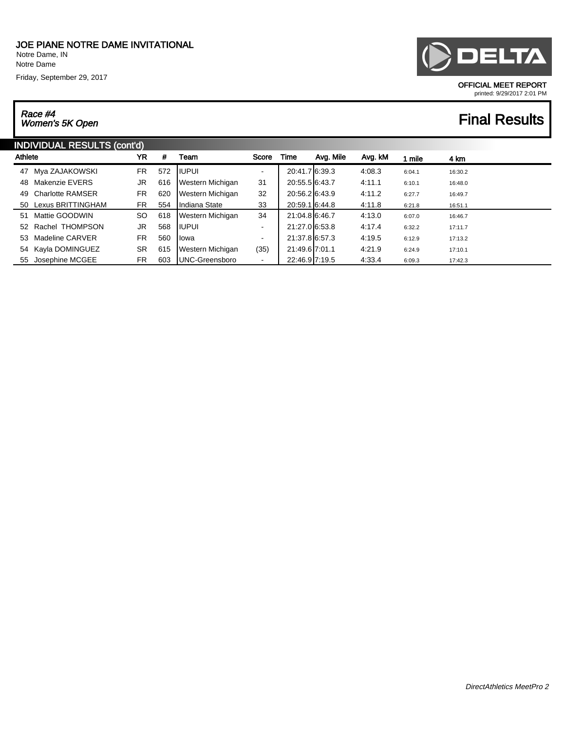JOE PIANE NOTRE DAME INVITATIONAL
Notre Dame, IN
Notre Dame
Friday, September 29, 2017

OFFICIAL MEET REPORT
printed: 9/29/2017 2:01 PM

*Race #4*
*Women's 5K Open*

# Final Results

## INDIVIDUAL RESULTS (cont'd)

| Athlete | YR | # | Team | Score | Time | Avg. Mile | Avg. kM | 1 mile | 4 km |
|---|---|---|---|---|---|---|---|---|---|
| 47 Mya ZAJAKOWSKI | FR | 572 | IUPUI | - | 20:41.7 | 6:39.3 | 4:08.3 | 6:04.1 | 16:30.2 |
| 48 Makenzie EVERS | JR | 616 | Western Michigan | 31 | 20:55.5 | 6:43.7 | 4:11.1 | 6:10.1 | 16:48.0 |
| 49 Charlotte RAMSER | FR | 620 | Western Michigan | 32 | 20:56.2 | 6:43.9 | 4:11.2 | 6:27.7 | 16:49.7 |
| 50 Lexus BRITTINGHAM | FR | 554 | Indiana State | 33 | 20:59.1 | 6:44.8 | 4:11.8 | 6:21.8 | 16:51.1 |
| 51 Mattie GOODWIN | SO | 618 | Western Michigan | 34 | 21:04.8 | 6:46.7 | 4:13.0 | 6:07.0 | 16:46.7 |
| 52 Rachel THOMPSON | JR | 568 | IUPUI | - | 21:27.0 | 6:53.8 | 4:17.4 | 6:32.2 | 17:11.7 |
| 53 Madeline CARVER | FR | 560 | Iowa | - | 21:37.8 | 6:57.3 | 4:19.5 | 6:12.9 | 17:13.2 |
| 54 Kayla DOMINGUEZ | SR | 615 | Western Michigan | (35) | 21:49.6 | 7:01.1 | 4:21.9 | 6:24.9 | 17:10.1 |
| 55 Josephine MCGEE | FR | 603 | UNC-Greensboro | - | 22:46.9 | 7:19.5 | 4:33.4 | 6:09.3 | 17:42.3 |

*DirectAthletics MeetPro 2*